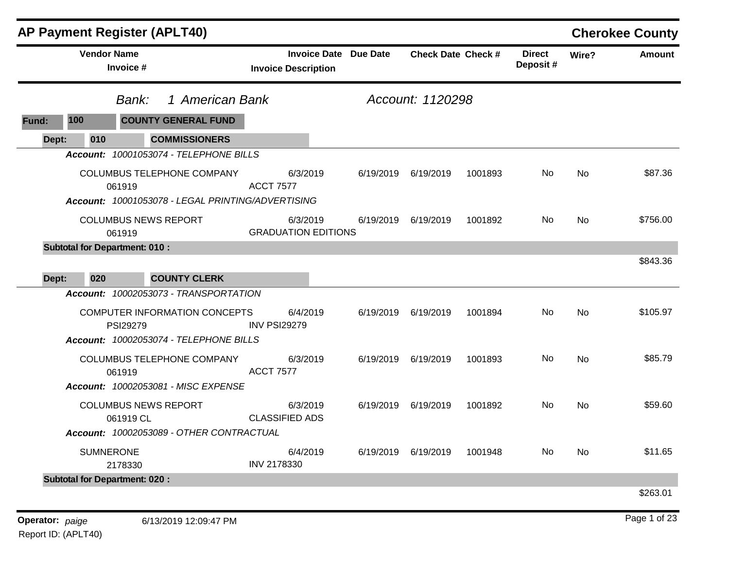# AP Payment Register (APLT40)

**Cherokee County**

*Bank:* *1 American Bank* *Account: 1120298*

**Fund: 100 COUNTY GENERAL FUND**

**Dept: 010 COMMISSIONERS**

| Vendor Name / Invoice # | Invoice Date / Invoice Description | Due Date | Check Date | Check # | Direct Deposit # | Wire? | Amount |
|---|---|---|---|---|---|---|---|
| ***Account: 10001053074 - TELEPHONE BILLS*** | | | | | | | |
| COLUMBUS TELEPHONE COMPANY<br>061919 | 6/3/2019<br>ACCT 7577 | 6/19/2019 | 6/19/2019 | 1001893 | No | No | $87.36 |
| ***Account: 10001053078 - LEGAL PRINTING/ADVERTISING*** | | | | | | | |
| COLUMBUS NEWS REPORT<br>061919 | 6/3/2019<br>GRADUATION EDITIONS | 6/19/2019 | 6/19/2019 | 1001892 | No | No | $756.00 |
| **Subtotal for Department: 010 :** | | | | | | | $843.36 |

**Dept: 020 COUNTY CLERK**

| Vendor Name / Invoice # | Invoice Date / Invoice Description | Due Date | Check Date | Check # | Direct Deposit # | Wire? | Amount |
|---|---|---|---|---|---|---|---|
| ***Account: 10002053073 - TRANSPORTATION*** | | | | | | | |
| COMPUTER INFORMATION CONCEPTS<br>PSI29279 | 6/4/2019<br>INV PSI29279 | 6/19/2019 | 6/19/2019 | 1001894 | No | No | $105.97 |
| ***Account: 10002053074 - TELEPHONE BILLS*** | | | | | | | |
| COLUMBUS TELEPHONE COMPANY<br>061919 | 6/3/2019<br>ACCT 7577 | 6/19/2019 | 6/19/2019 | 1001893 | No | No | $85.79 |
| ***Account: 10002053081 - MISC EXPENSE*** | | | | | | | |
| COLUMBUS NEWS REPORT<br>061919 CL | 6/3/2019<br>CLASSIFIED ADS | 6/19/2019 | 6/19/2019 | 1001892 | No | No | $59.60 |
| ***Account: 10002053089 - OTHER CONTRACTUAL*** | | | | | | | |
| SUMNERONE<br>2178330 | 6/4/2019<br>INV 2178330 | 6/19/2019 | 6/19/2019 | 1001948 | No | No | $11.65 |
| **Subtotal for Department: 020 :** | | | | | | | $263.01 |

**Operator:** *paige* 6/13/2019 12:09:47 PM

Report ID: (APLT40)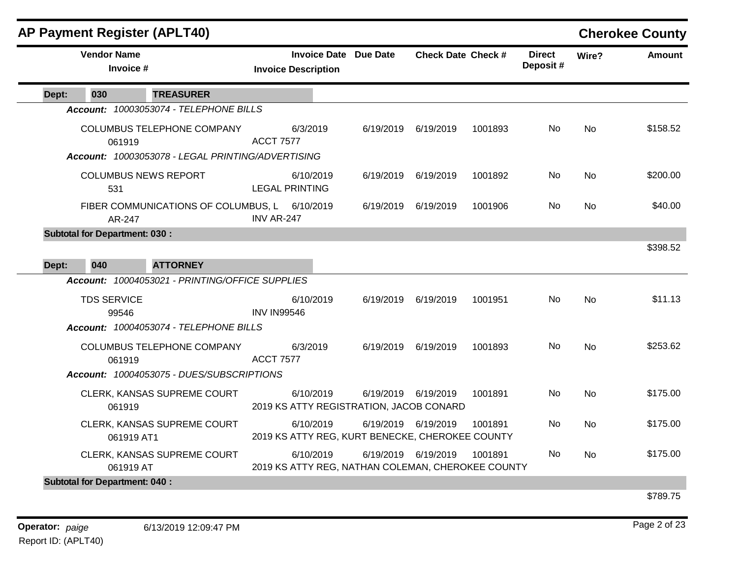# AP Payment Register (APLT40)

## Cherokee County

| Vendor Name / Invoice # | Invoice Date / Invoice Description | Due Date | Check Date | Check # | Direct Deposit # | Wire? | Amount |
|---|---|---|---|---|---|---|---|
| **Dept: 030 TREASURER** | | | | | | | |
| ***Account: 10003053074 - TELEPHONE BILLS*** | | | | | | | |
| COLUMBUS TELEPHONE COMPANY<br>061919 | 6/3/2019<br>ACCT 7577 | 6/19/2019 | 6/19/2019 | 1001893 | No | No | $158.52 |
| ***Account: 10003053078 - LEGAL PRINTING/ADVERTISING*** | | | | | | | |
| COLUMBUS NEWS REPORT<br>531 | 6/10/2019<br>LEGAL PRINTING | 6/19/2019 | 6/19/2019 | 1001892 | No | No | $200.00 |
| FIBER COMMUNICATIONS OF COLUMBUS, L<br>AR-247 | 6/10/2019<br>INV AR-247 | 6/19/2019 | 6/19/2019 | 1001906 | No | No | $40.00 |
| **Subtotal for Department: 030 :** | | | | | | | $398.52 |
| **Dept: 040 ATTORNEY** | | | | | | | |
| ***Account: 10004053021 - PRINTING/OFFICE SUPPLIES*** | | | | | | | |
| TDS SERVICE<br>99546 | 6/10/2019<br>INV IN99546 | 6/19/2019 | 6/19/2019 | 1001951 | No | No | $11.13 |
| ***Account: 10004053074 - TELEPHONE BILLS*** | | | | | | | |
| COLUMBUS TELEPHONE COMPANY<br>061919 | 6/3/2019<br>ACCT 7577 | 6/19/2019 | 6/19/2019 | 1001893 | No | No | $253.62 |
| ***Account: 10004053075 - DUES/SUBSCRIPTIONS*** | | | | | | | |
| CLERK, KANSAS SUPREME COURT<br>061919 | 6/10/2019<br>2019 KS ATTY REGISTRATION, JACOB CONARD | 6/19/2019 | 6/19/2019 | 1001891 | No | No | $175.00 |
| CLERK, KANSAS SUPREME COURT<br>061919 AT1 | 6/10/2019<br>2019 KS ATTY REG, KURT BENECKE, CHEROKEE COUNTY | 6/19/2019 | 6/19/2019 | 1001891 | No | No | $175.00 |
| CLERK, KANSAS SUPREME COURT<br>061919 AT | 6/10/2019<br>2019 KS ATTY REG, NATHAN COLEMAN, CHEROKEE COUNTY | 6/19/2019 | 6/19/2019 | 1001891 | No | No | $175.00 |
| **Subtotal for Department: 040 :** | | | | | | | $789.75 |

**Operator:** *paige* 6/13/2019 12:09:47 PM

Report ID: (APLT40)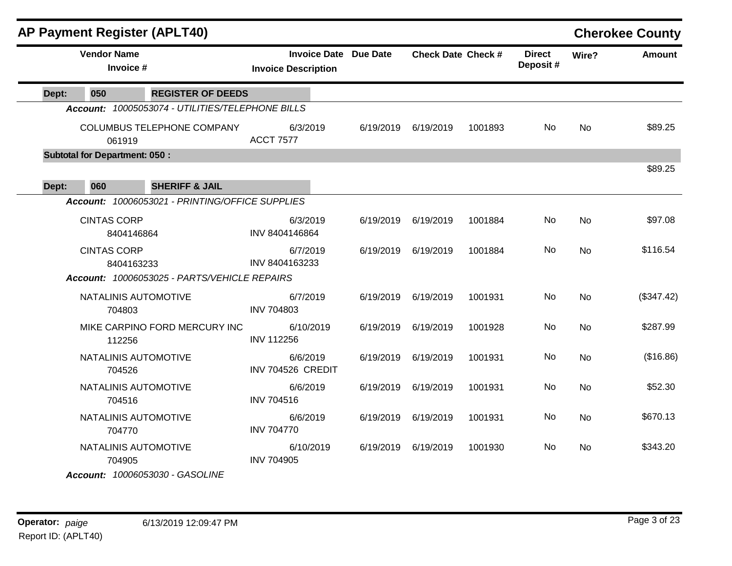## AP Payment Register (APLT40)

**Cherokee County**

| Vendor Name / Invoice # | Invoice Date / Invoice Description | Due Date | Check Date | Check # | Direct Deposit # | Wire? | Amount |
|---|---|---|---|---|---|---|---|
| **Dept: 050 REGISTER OF DEEDS** | | | | | | | |
| ***Account: 10005053074 - UTILITIES/TELEPHONE BILLS*** | | | | | | | |
| COLUMBUS TELEPHONE COMPANY<br>061919 | 6/3/2019<br>ACCT 7577 | 6/19/2019 | 6/19/2019 | 1001893 | No | No | $89.25 |
| **Subtotal for Department: 050 :** | | | | | | | $89.25 |
| **Dept: 060 SHERIFF & JAIL** | | | | | | | |
| ***Account: 10006053021 - PRINTING/OFFICE SUPPLIES*** | | | | | | | |
| CINTAS CORP<br>8404146864 | 6/3/2019<br>INV 8404146864 | 6/19/2019 | 6/19/2019 | 1001884 | No | No | $97.08 |
| CINTAS CORP<br>8404163233 | 6/7/2019<br>INV 8404163233 | 6/19/2019 | 6/19/2019 | 1001884 | No | No | $116.54 |
| ***Account: 10006053025 - PARTS/VEHICLE REPAIRS*** | | | | | | | |
| NATALINIS AUTOMOTIVE<br>704803 | 6/7/2019<br>INV 704803 | 6/19/2019 | 6/19/2019 | 1001931 | No | No | ($347.42) |
| MIKE CARPINO FORD MERCURY INC<br>112256 | 6/10/2019<br>INV 112256 | 6/19/2019 | 6/19/2019 | 1001928 | No | No | $287.99 |
| NATALINIS AUTOMOTIVE<br>704526 | 6/6/2019<br>INV 704526 CREDIT | 6/19/2019 | 6/19/2019 | 1001931 | No | No | ($16.86) |
| NATALINIS AUTOMOTIVE<br>704516 | 6/6/2019<br>INV 704516 | 6/19/2019 | 6/19/2019 | 1001931 | No | No | $52.30 |
| NATALINIS AUTOMOTIVE<br>704770 | 6/6/2019<br>INV 704770 | 6/19/2019 | 6/19/2019 | 1001931 | No | No | $670.13 |
| NATALINIS AUTOMOTIVE<br>704905 | 6/10/2019<br>INV 704905 | 6/19/2019 | 6/19/2019 | 1001930 | No | No | $343.20 |
| ***Account: 10006053030 - GASOLINE*** | | | | | | | |

**Operator:** *paige* 6/13/2019 12:09:47 PM
Report ID: (APLT40)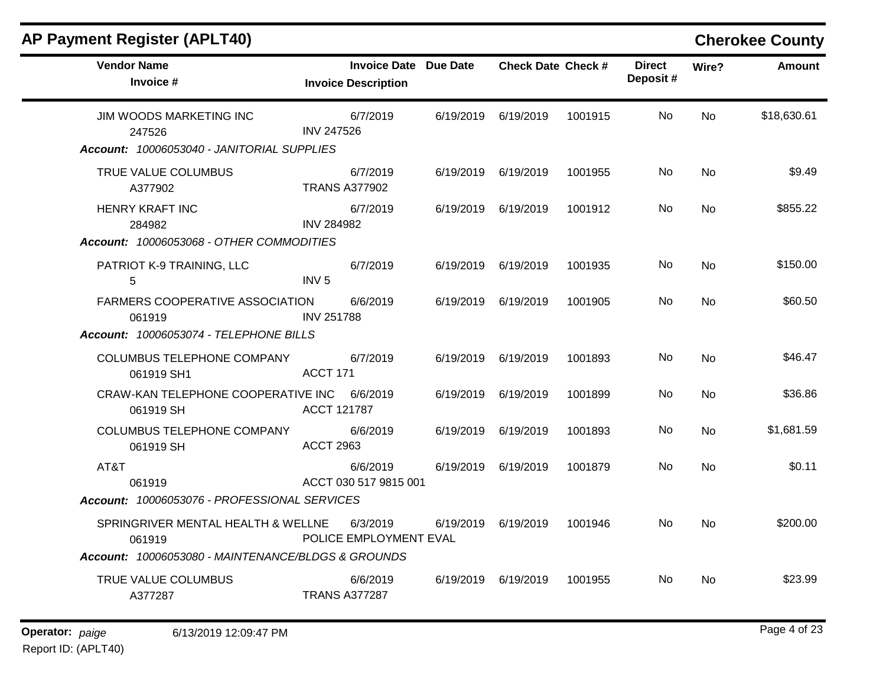## AP Payment Register (APLT40)

**Cherokee County**

| Vendor Name / Invoice # | Invoice Date / Invoice Description | Due Date | Check Date | Check # | Direct Deposit # | Wire? | Amount |
|---|---|---|---|---|---|---|---|
| JIM WOODS MARKETING INC<br>247526 | 6/7/2019<br>INV 247526 | 6/19/2019 | 6/19/2019 | 1001915 | No | No | $18,630.61 |
| ***Account: 10006053040 - JANITORIAL SUPPLIES*** | | | | | | | |
| TRUE VALUE COLUMBUS<br>A377902 | 6/7/2019<br>TRANS A377902 | 6/19/2019 | 6/19/2019 | 1001955 | No | No | $9.49 |
| HENRY KRAFT INC<br>284982 | 6/7/2019<br>INV 284982 | 6/19/2019 | 6/19/2019 | 1001912 | No | No | $855.22 |
| ***Account: 10006053068 - OTHER COMMODITIES*** | | | | | | | |
| PATRIOT K-9 TRAINING, LLC<br>5 | 6/7/2019<br>INV 5 | 6/19/2019 | 6/19/2019 | 1001935 | No | No | $150.00 |
| FARMERS COOPERATIVE ASSOCIATION<br>061919 | 6/6/2019<br>INV 251788 | 6/19/2019 | 6/19/2019 | 1001905 | No | No | $60.50 |
| ***Account: 10006053074 - TELEPHONE BILLS*** | | | | | | | |
| COLUMBUS TELEPHONE COMPANY<br>061919 SH1 | 6/7/2019<br>ACCT 171 | 6/19/2019 | 6/19/2019 | 1001893 | No | No | $46.47 |
| CRAW-KAN TELEPHONE COOPERATIVE INC<br>061919 SH | 6/6/2019<br>ACCT 121787 | 6/19/2019 | 6/19/2019 | 1001899 | No | No | $36.86 |
| COLUMBUS TELEPHONE COMPANY<br>061919 SH | 6/6/2019<br>ACCT 2963 | 6/19/2019 | 6/19/2019 | 1001893 | No | No | $1,681.59 |
| AT&T<br>061919 | 6/6/2019<br>ACCT 030 517 9815 001 | 6/19/2019 | 6/19/2019 | 1001879 | No | No | $0.11 |
| ***Account: 10006053076 - PROFESSIONAL SERVICES*** | | | | | | | |
| SPRINGRIVER MENTAL HEALTH & WELLNE<br>061919 | 6/3/2019<br>POLICE EMPLOYMENT EVAL | 6/19/2019 | 6/19/2019 | 1001946 | No | No | $200.00 |
| ***Account: 10006053080 - MAINTENANCE/BLDGS & GROUNDS*** | | | | | | | |
| TRUE VALUE COLUMBUS<br>A377287 | 6/6/2019<br>TRANS A377287 | 6/19/2019 | 6/19/2019 | 1001955 | No | No | $23.99 |

**Operator:** *paige* 6/13/2019 12:09:47 PM
Report ID: (APLT40)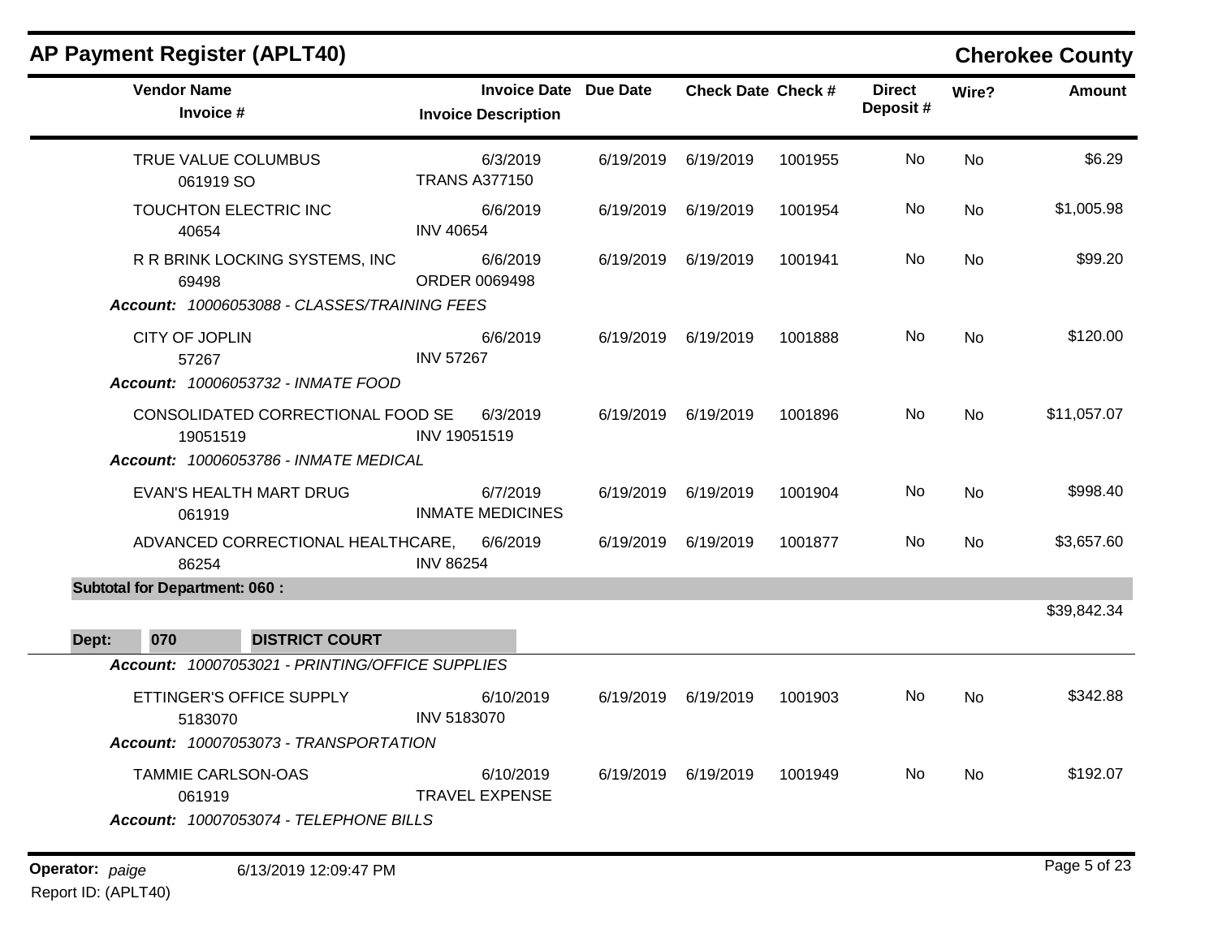## AP Payment Register (APLT40) — Cherokee County

| Vendor Name / Invoice # | Invoice Date / Invoice Description | Due Date | Check Date | Check # | Direct Deposit # | Wire? | Amount |
|---|---|---|---|---|---|---|---|
| TRUE VALUE COLUMBUS<br>061919 SO | 6/3/2019<br>TRANS A377150 | 6/19/2019 | 6/19/2019 | 1001955 | No | No | $6.29 |
| TOUCHTON ELECTRIC INC<br>40654 | 6/6/2019<br>INV 40654 | 6/19/2019 | 6/19/2019 | 1001954 | No | No | $1,005.98 |
| R R BRINK LOCKING SYSTEMS, INC<br>69498 | 6/6/2019<br>ORDER 0069498 | 6/19/2019 | 6/19/2019 | 1001941 | No | No | $99.20 |
| ***Account:* 10006053088 - CLASSES/TRAINING FEES** | | | | | | | |
| CITY OF JOPLIN<br>57267 | 6/6/2019<br>INV 57267 | 6/19/2019 | 6/19/2019 | 1001888 | No | No | $120.00 |
| ***Account:* 10006053732 - INMATE FOOD** | | | | | | | |
| CONSOLIDATED CORRECTIONAL FOOD SE<br>19051519 | 6/3/2019<br>INV 19051519 | 6/19/2019 | 6/19/2019 | 1001896 | No | No | $11,057.07 |
| ***Account:* 10006053786 - INMATE MEDICAL** | | | | | | | |
| EVAN'S HEALTH MART DRUG<br>061919 | 6/7/2019<br>INMATE MEDICINES | 6/19/2019 | 6/19/2019 | 1001904 | No | No | $998.40 |
| ADVANCED CORRECTIONAL HEALTHCARE,<br>86254 | 6/6/2019<br>INV 86254 | 6/19/2019 | 6/19/2019 | 1001877 | No | No | $3,657.60 |
| **Subtotal for Department: 060 :** | | | | | | | $39,842.34 |
| **Dept: 070 DISTRICT COURT** | | | | | | | |
| ***Account:* 10007053021 - PRINTING/OFFICE SUPPLIES** | | | | | | | |
| ETTINGER'S OFFICE SUPPLY<br>5183070 | 6/10/2019<br>INV 5183070 | 6/19/2019 | 6/19/2019 | 1001903 | No | No | $342.88 |
| ***Account:* 10007053073 - TRANSPORTATION** | | | | | | | |
| TAMMIE CARLSON-OAS<br>061919 | 6/10/2019<br>TRAVEL EXPENSE | 6/19/2019 | 6/19/2019 | 1001949 | No | No | $192.07 |
| ***Account:* 10007053074 - TELEPHONE BILLS** | | | | | | | |

**Operator:** *paige* 6/13/2019 12:09:47 PM

Report ID: (APLT40)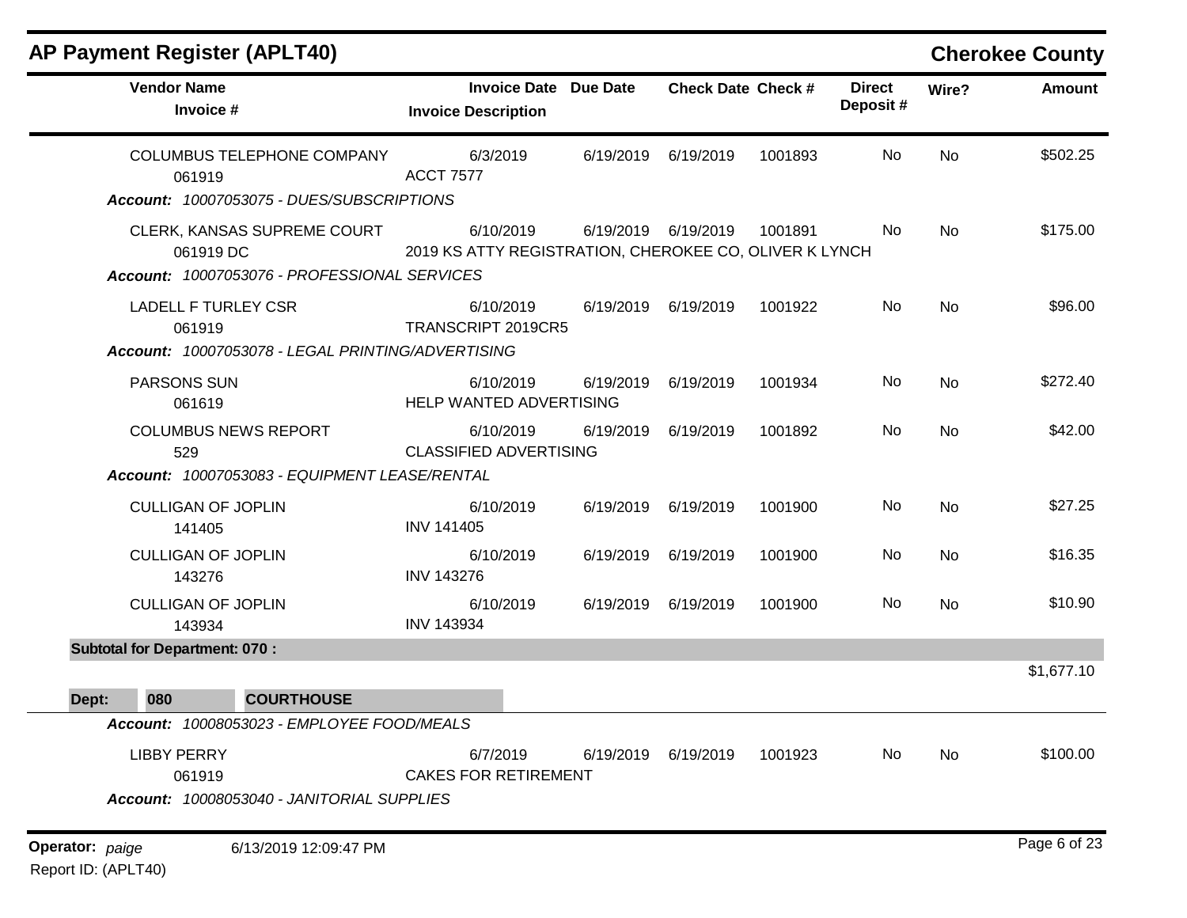## AP Payment Register (APLT40)

**Cherokee County**

| Vendor Name / Invoice # | Invoice Date / Invoice Description | Due Date | Check Date | Check # | Direct Deposit # | Wire? | Amount |
|---|---|---|---|---|---|---|---|
| COLUMBUS TELEPHONE COMPANY<br>061919 | 6/3/2019<br>ACCT 7577 | 6/19/2019 | 6/19/2019 | 1001893 | No | No | $502.25 |
| ***Account:*** *10007053075 - DUES/SUBSCRIPTIONS* | | | | | | | |
| CLERK, KANSAS SUPREME COURT<br>061919 DC | 6/10/2019<br>2019 KS ATTY REGISTRATION, CHEROKEE CO, OLIVER K LYNCH | 6/19/2019 | 6/19/2019 | 1001891 | No | No | $175.00 |
| ***Account:*** *10007053076 - PROFESSIONAL SERVICES* | | | | | | | |
| LADELL F TURLEY CSR<br>061919 | 6/10/2019<br>TRANSCRIPT 2019CR5 | 6/19/2019 | 6/19/2019 | 1001922 | No | No | $96.00 |
| ***Account:*** *10007053078 - LEGAL PRINTING/ADVERTISING* | | | | | | | |
| PARSONS SUN<br>061619 | 6/10/2019<br>HELP WANTED ADVERTISING | 6/19/2019 | 6/19/2019 | 1001934 | No | No | $272.40 |
| COLUMBUS NEWS REPORT<br>529 | 6/10/2019<br>CLASSIFIED ADVERTISING | 6/19/2019 | 6/19/2019 | 1001892 | No | No | $42.00 |
| ***Account:*** *10007053083 - EQUIPMENT LEASE/RENTAL* | | | | | | | |
| CULLIGAN OF JOPLIN<br>141405 | 6/10/2019<br>INV 141405 | 6/19/2019 | 6/19/2019 | 1001900 | No | No | $27.25 |
| CULLIGAN OF JOPLIN<br>143276 | 6/10/2019<br>INV 143276 | 6/19/2019 | 6/19/2019 | 1001900 | No | No | $16.35 |
| CULLIGAN OF JOPLIN<br>143934 | 6/10/2019<br>INV 143934 | 6/19/2019 | 6/19/2019 | 1001900 | No | No | $10.90 |
| **Subtotal for Department: 070 :** | | | | | | | $1,677.10 |
| **Dept: 080 COURTHOUSE** | | | | | | | |
| ***Account:*** *10008053023 - EMPLOYEE FOOD/MEALS* | | | | | | | |
| LIBBY PERRY<br>061919 | 6/7/2019<br>CAKES FOR RETIREMENT | 6/19/2019 | 6/19/2019 | 1001923 | No | No | $100.00 |
| ***Account:*** *10008053040 - JANITORIAL SUPPLIES* | | | | | | | |

**Operator:** *paige* 6/13/2019 12:09:47 PM
Report ID: (APLT40)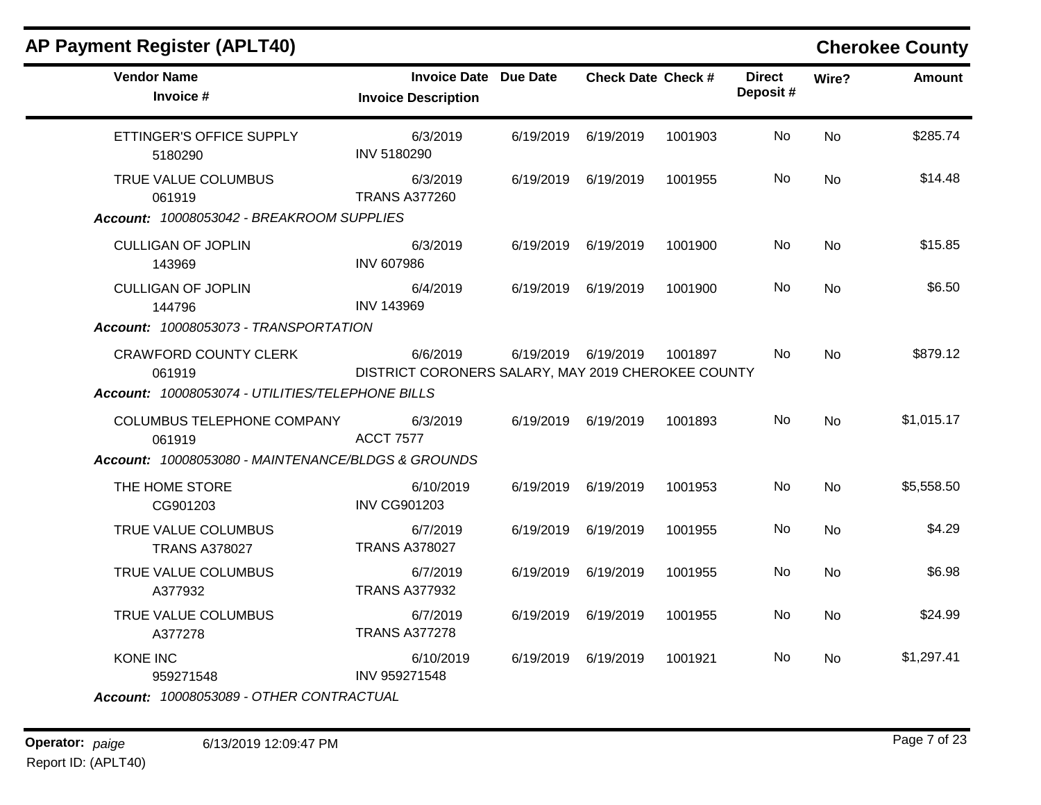## AP Payment Register (APLT40)

## Cherokee County

| Vendor Name / Invoice # | Invoice Date / Invoice Description | Due Date | Check Date | Check # | Direct Deposit # | Wire? | Amount |
|---|---|---|---|---|---|---|---|
| ETTINGER'S OFFICE SUPPLY<br>5180290 | 6/3/2019<br>INV 5180290 | 6/19/2019 | 6/19/2019 | 1001903 | No | No | $285.74 |
| TRUE VALUE COLUMBUS<br>061919 | 6/3/2019<br>TRANS A377260 | 6/19/2019 | 6/19/2019 | 1001955 | No | No | $14.48 |
| ***Account:*** *10008053042 - BREAKROOM SUPPLIES* | | | | | | | |
| CULLIGAN OF JOPLIN<br>143969 | 6/3/2019<br>INV 607986 | 6/19/2019 | 6/19/2019 | 1001900 | No | No | $15.85 |
| CULLIGAN OF JOPLIN<br>144796 | 6/4/2019<br>INV 143969 | 6/19/2019 | 6/19/2019 | 1001900 | No | No | $6.50 |
| ***Account:*** *10008053073 - TRANSPORTATION* | | | | | | | |
| CRAWFORD COUNTY CLERK<br>061919 | 6/6/2019<br>DISTRICT CORONERS SALARY, MAY 2019 CHEROKEE COUNTY | 6/19/2019 | 6/19/2019 | 1001897 | No | No | $879.12 |
| ***Account:*** *10008053074 - UTILITIES/TELEPHONE BILLS* | | | | | | | |
| COLUMBUS TELEPHONE COMPANY<br>061919 | 6/3/2019<br>ACCT 7577 | 6/19/2019 | 6/19/2019 | 1001893 | No | No | $1,015.17 |
| ***Account:*** *10008053080 - MAINTENANCE/BLDGS & GROUNDS* | | | | | | | |
| THE HOME STORE<br>CG901203 | 6/10/2019<br>INV CG901203 | 6/19/2019 | 6/19/2019 | 1001953 | No | No | $5,558.50 |
| TRUE VALUE COLUMBUS<br>TRANS A378027 | 6/7/2019<br>TRANS A378027 | 6/19/2019 | 6/19/2019 | 1001955 | No | No | $4.29 |
| TRUE VALUE COLUMBUS<br>A377932 | 6/7/2019<br>TRANS A377932 | 6/19/2019 | 6/19/2019 | 1001955 | No | No | $6.98 |
| TRUE VALUE COLUMBUS<br>A377278 | 6/7/2019<br>TRANS A377278 | 6/19/2019 | 6/19/2019 | 1001955 | No | No | $24.99 |
| KONE INC<br>959271548 | 6/10/2019<br>INV 959271548 | 6/19/2019 | 6/19/2019 | 1001921 | No | No | $1,297.41 |
| ***Account:*** *10008053089 - OTHER CONTRACTUAL* | | | | | | | |

**Operator:** *paige* 6/13/2019 12:09:47 PM
Report ID: (APLT40)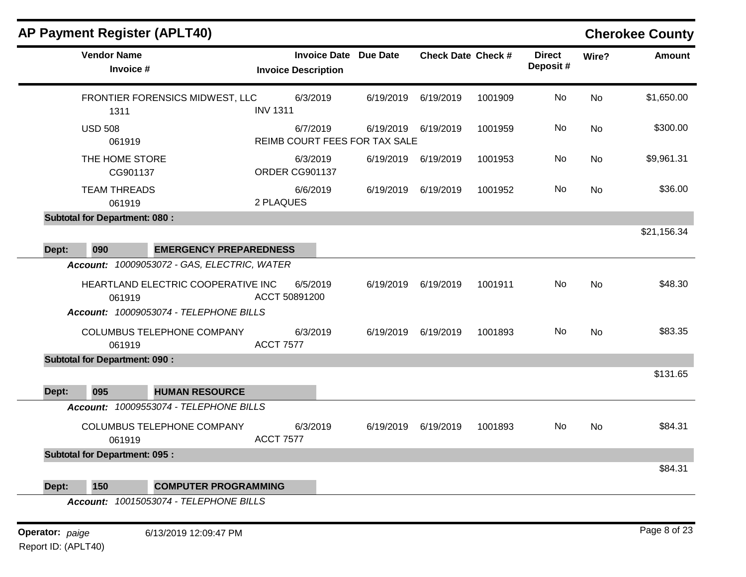# AP Payment Register (APLT40)

**Cherokee County**

| Vendor Name / Invoice # | Invoice Date / Invoice Description | Due Date | Check Date | Check # | Direct Deposit # | Wire? | Amount |
|---|---|---|---|---|---|---|---|
| FRONTIER FORENSICS MIDWEST, LLC<br>1311 | 6/3/2019<br>INV 1311 | 6/19/2019 | 6/19/2019 | 1001909 | No | No | $1,650.00 |
| USD 508<br>061919 | 6/7/2019<br>REIMB COURT FEES FOR TAX SALE | 6/19/2019 | 6/19/2019 | 1001959 | No | No | $300.00 |
| THE HOME STORE<br>CG901137 | 6/3/2019<br>ORDER CG901137 | 6/19/2019 | 6/19/2019 | 1001953 | No | No | $9,961.31 |
| TEAM THREADS<br>061919 | 6/6/2019<br>2 PLAQUES | 6/19/2019 | 6/19/2019 | 1001952 | No | No | $36.00 |
| **Subtotal for Department: 080 :** | | | | | | | $21,156.34 |
| **Dept: 090 EMERGENCY PREPAREDNESS** | | | | | | | |
| ***Account:*** *10009053072 - GAS, ELECTRIC, WATER* | | | | | | | |
| HEARTLAND ELECTRIC COOPERATIVE INC<br>061919 | 6/5/2019<br>ACCT 50891200 | 6/19/2019 | 6/19/2019 | 1001911 | No | No | $48.30 |
| ***Account:*** *10009053074 - TELEPHONE BILLS* | | | | | | | |
| COLUMBUS TELEPHONE COMPANY<br>061919 | 6/3/2019<br>ACCT 7577 | 6/19/2019 | 6/19/2019 | 1001893 | No | No | $83.35 |
| **Subtotal for Department: 090 :** | | | | | | | $131.65 |
| **Dept: 095 HUMAN RESOURCE** | | | | | | | |
| ***Account:*** *10009553074 - TELEPHONE BILLS* | | | | | | | |
| COLUMBUS TELEPHONE COMPANY<br>061919 | 6/3/2019<br>ACCT 7577 | 6/19/2019 | 6/19/2019 | 1001893 | No | No | $84.31 |
| **Subtotal for Department: 095 :** | | | | | | | $84.31 |
| **Dept: 150 COMPUTER PROGRAMMING** | | | | | | | |
| ***Account:*** *10015053074 - TELEPHONE BILLS* | | | | | | | |

**Operator:** *paige* 6/13/2019 12:09:47 PM
Report ID: (APLT40)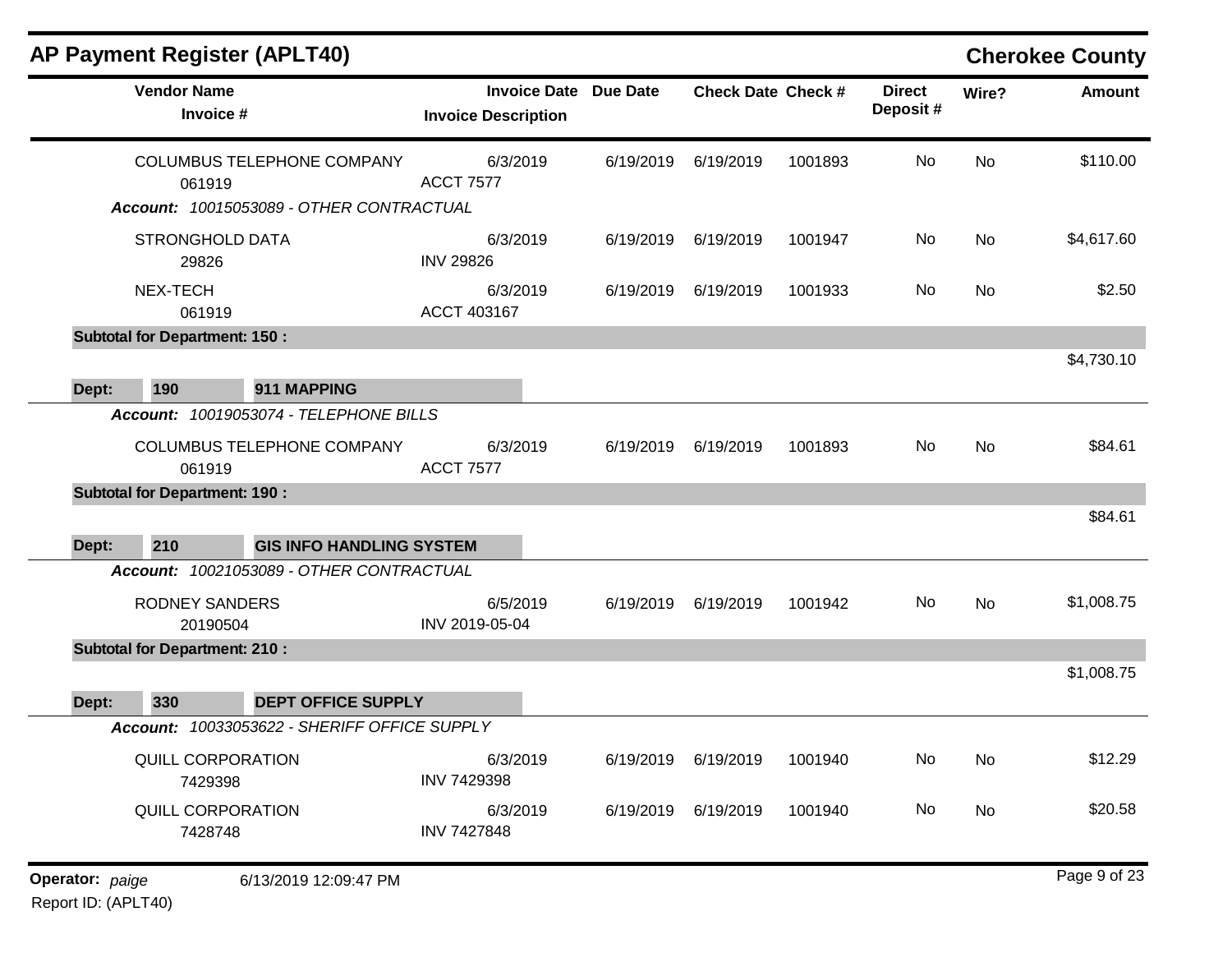## AP Payment Register (APLT40)

**Cherokee County**

| Vendor Name / Invoice # | Invoice Date / Invoice Description | Due Date | Check Date | Check # | Direct Deposit # | Wire? | Amount |
|---|---|---|---|---|---|---|---|
| COLUMBUS TELEPHONE COMPANY<br>061919 | 6/3/2019<br>ACCT 7577 | 6/19/2019 | 6/19/2019 | 1001893 | No | No | $110.00 |
| ***Account:*** *10015053089 - OTHER CONTRACTUAL* | | | | | | | |
| STRONGHOLD DATA<br>29826 | 6/3/2019<br>INV 29826 | 6/19/2019 | 6/19/2019 | 1001947 | No | No | $4,617.60 |
| NEX-TECH<br>061919 | 6/3/2019<br>ACCT 403167 | 6/19/2019 | 6/19/2019 | 1001933 | No | No | $2.50 |
| **Subtotal for Department: 150 :** | | | | | | | $4,730.10 |
| **Dept: 190 911 MAPPING** | | | | | | | |
| ***Account:*** *10019053074 - TELEPHONE BILLS* | | | | | | | |
| COLUMBUS TELEPHONE COMPANY<br>061919 | 6/3/2019<br>ACCT 7577 | 6/19/2019 | 6/19/2019 | 1001893 | No | No | $84.61 |
| **Subtotal for Department: 190 :** | | | | | | | $84.61 |
| **Dept: 210 GIS INFO HANDLING SYSTEM** | | | | | | | |
| ***Account:*** *10021053089 - OTHER CONTRACTUAL* | | | | | | | |
| RODNEY SANDERS<br>20190504 | 6/5/2019<br>INV 2019-05-04 | 6/19/2019 | 6/19/2019 | 1001942 | No | No | $1,008.75 |
| **Subtotal for Department: 210 :** | | | | | | | $1,008.75 |
| **Dept: 330 DEPT OFFICE SUPPLY** | | | | | | | |
| ***Account:*** *10033053622 - SHERIFF OFFICE SUPPLY* | | | | | | | |
| QUILL CORPORATION<br>7429398 | 6/3/2019<br>INV 7429398 | 6/19/2019 | 6/19/2019 | 1001940 | No | No | $12.29 |
| QUILL CORPORATION<br>7428748 | 6/3/2019<br>INV 7427848 | 6/19/2019 | 6/19/2019 | 1001940 | No | No | $20.58 |

**Operator:** *paige* 6/13/2019 12:09:47 PM

Report ID: (APLT40)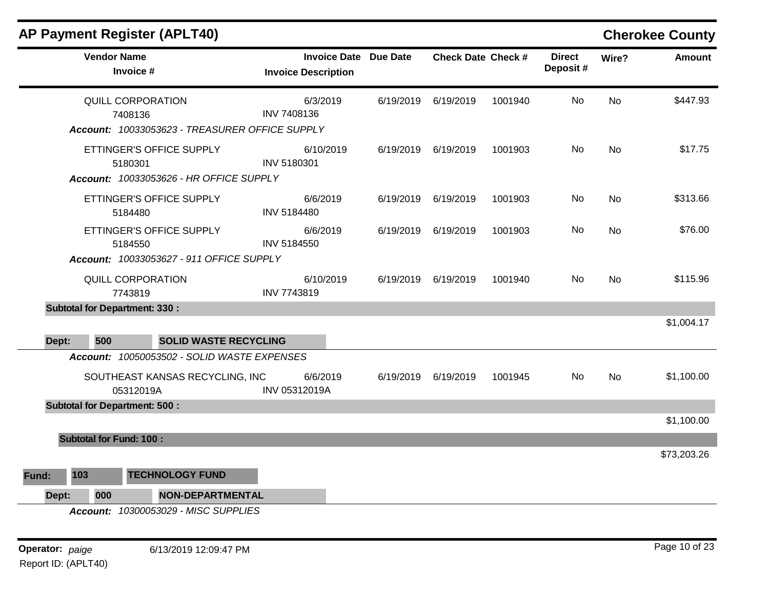# AP Payment Register (APLT40)

**Cherokee County**

| Vendor Name / Invoice # | Invoice Date / Invoice Description | Due Date | Check Date | Check # | Direct Deposit # | Wire? | Amount |
|---|---|---|---|---|---|---|---|
| *Account: 10033053623 - TREASURER OFFICE SUPPLY* | | | | | | | |
| QUILL CORPORATION 7408136 | 6/3/2019 INV 7408136 | 6/19/2019 | 6/19/2019 | 1001940 | No | No | $447.93 |
| *Account: 10033053626 - HR OFFICE SUPPLY* | | | | | | | |
| ETTINGER'S OFFICE SUPPLY 5180301 | 6/10/2019 INV 5180301 | 6/19/2019 | 6/19/2019 | 1001903 | No | No | $17.75 |
| ETTINGER'S OFFICE SUPPLY 5184480 | 6/6/2019 INV 5184480 | 6/19/2019 | 6/19/2019 | 1001903 | No | No | $313.66 |
| ETTINGER'S OFFICE SUPPLY 5184550 | 6/6/2019 INV 5184550 | 6/19/2019 | 6/19/2019 | 1001903 | No | No | $76.00 |
| *Account: 10033053627 - 911 OFFICE SUPPLY* | | | | | | | |
| QUILL CORPORATION 7743819 | 6/10/2019 INV 7743819 | 6/19/2019 | 6/19/2019 | 1001940 | No | No | $115.96 |
| **Subtotal for Department: 330 :** | | | | | | | $1,004.17 |
| **Dept: 500 SOLID WASTE RECYCLING** | | | | | | | |
| *Account: 10050053502 - SOLID WASTE EXPENSES* | | | | | | | |
| SOUTHEAST KANSAS RECYCLING, INC 05312019A | 6/6/2019 INV 05312019A | 6/19/2019 | 6/19/2019 | 1001945 | No | No | $1,100.00 |
| **Subtotal for Department: 500 :** | | | | | | | $1,100.00 |
| **Subtotal for Fund: 100 :** | | | | | | | $73,203.26 |
| **Fund: 103 TECHNOLOGY FUND** | | | | | | | |
| **Dept: 000 NON-DEPARTMENTAL** | | | | | | | |
| *Account: 10300053029 - MISC SUPPLIES* | | | | | | | |

**Operator:** *paige* 6/13/2019 12:09:47 PM

Report ID: (APLT40)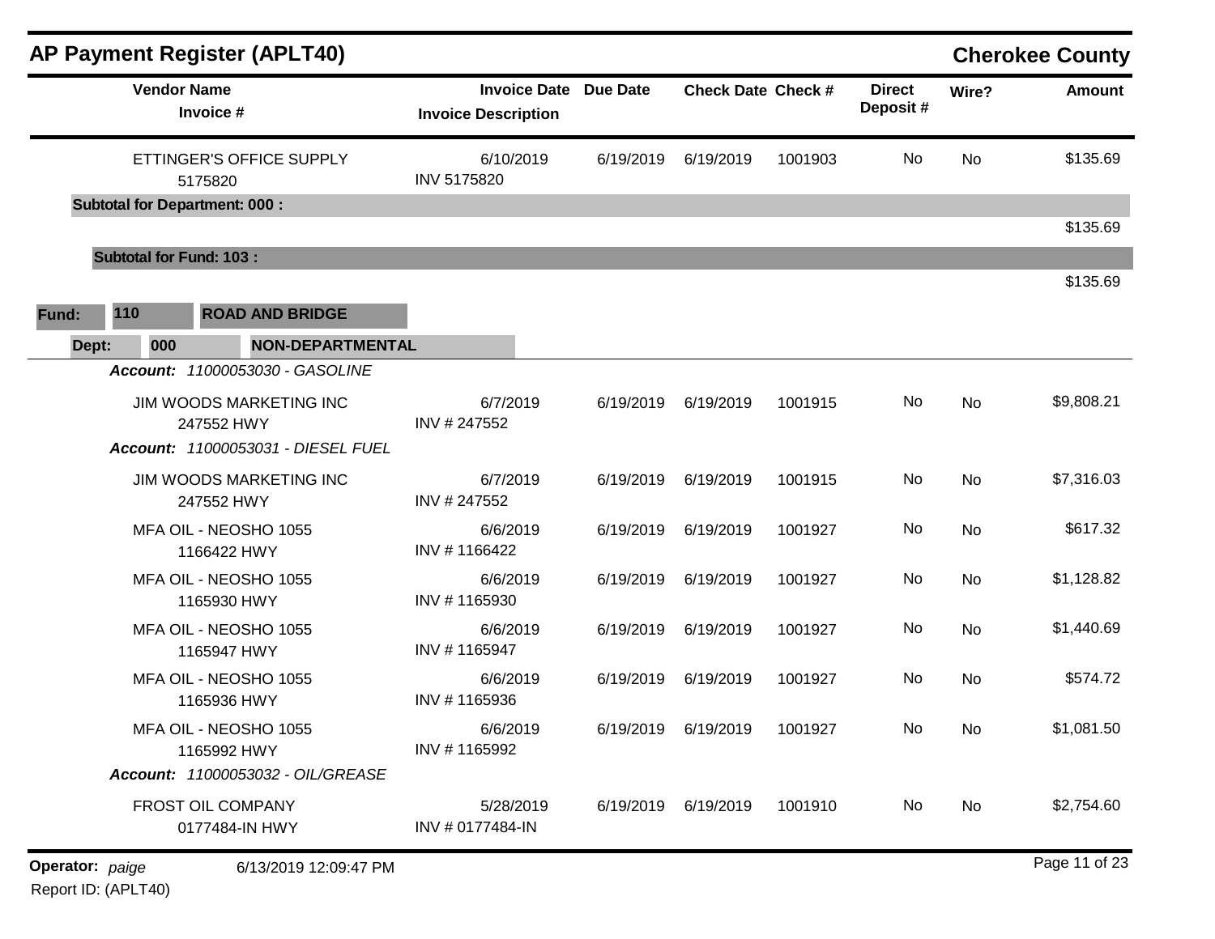## AP Payment Register (APLT40)

**Cherokee County**

| Vendor Name / Invoice # | Invoice Date / Invoice Description | Due Date | Check Date | Check # | Direct Deposit # | Wire? | Amount |
|---|---|---|---|---|---|---|---|
| ETTINGER'S OFFICE SUPPLY 5175820 | 6/10/2019 INV 5175820 | 6/19/2019 | 6/19/2019 | 1001903 | No | No | $135.69 |
| **Subtotal for Department: 000 :** | | | | | | | $135.69 |
| **Subtotal for Fund: 103 :** | | | | | | | $135.69 |

**Fund:** 110 **ROAD AND BRIDGE**

**Dept:** 000 **NON-DEPARTMENTAL**

| Vendor Name / Invoice # | Invoice Date / Invoice Description | Due Date | Check Date | Check # | Direct Deposit # | Wire? | Amount |
|---|---|---|---|---|---|---|---|
| ***Account: 11000053030 - GASOLINE*** | | | | | | | |
| JIM WOODS MARKETING INC 247552 HWY | 6/7/2019 INV # 247552 | 6/19/2019 | 6/19/2019 | 1001915 | No | No | $9,808.21 |
| ***Account: 11000053031 - DIESEL FUEL*** | | | | | | | |
| JIM WOODS MARKETING INC 247552 HWY | 6/7/2019 INV # 247552 | 6/19/2019 | 6/19/2019 | 1001915 | No | No | $7,316.03 |
| MFA OIL - NEOSHO 1055 1166422 HWY | 6/6/2019 INV # 1166422 | 6/19/2019 | 6/19/2019 | 1001927 | No | No | $617.32 |
| MFA OIL - NEOSHO 1055 1165930 HWY | 6/6/2019 INV # 1165930 | 6/19/2019 | 6/19/2019 | 1001927 | No | No | $1,128.82 |
| MFA OIL - NEOSHO 1055 1165947 HWY | 6/6/2019 INV # 1165947 | 6/19/2019 | 6/19/2019 | 1001927 | No | No | $1,440.69 |
| MFA OIL - NEOSHO 1055 1165936 HWY | 6/6/2019 INV # 1165936 | 6/19/2019 | 6/19/2019 | 1001927 | No | No | $574.72 |
| MFA OIL - NEOSHO 1055 1165992 HWY | 6/6/2019 INV # 1165992 | 6/19/2019 | 6/19/2019 | 1001927 | No | No | $1,081.50 |
| ***Account: 11000053032 - OIL/GREASE*** | | | | | | | |
| FROST OIL COMPANY 0177484-IN HWY | 5/28/2019 INV # 0177484-IN | 6/19/2019 | 6/19/2019 | 1001910 | No | No | $2,754.60 |

**Operator:** *paige* 6/13/2019 12:09:47 PM

Report ID: (APLT40)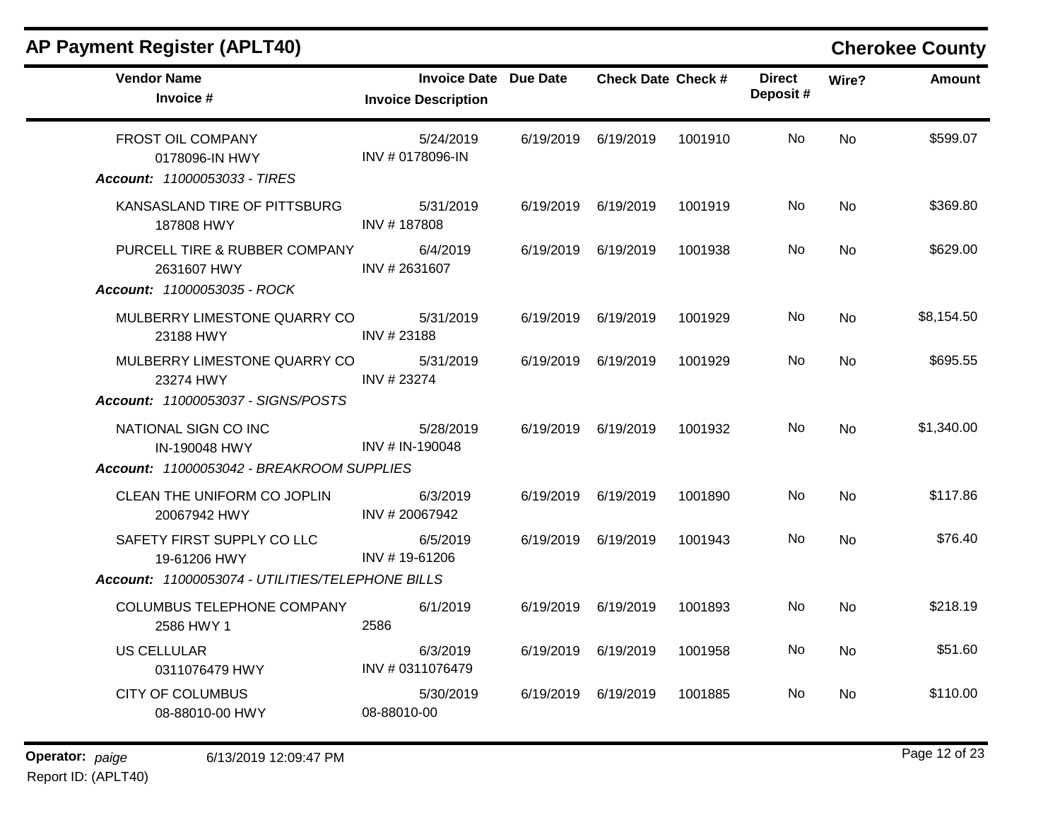## AP Payment Register (APLT40)

**Cherokee County**

| Vendor Name / Invoice # | Invoice Date / Invoice Description | Due Date | Check Date | Check # | Direct Deposit # | Wire? | Amount |
|---|---|---|---|---|---|---|---|
| FROST OIL COMPANY<br>0178096-IN HWY | 5/24/2019<br>INV # 0178096-IN | 6/19/2019 | 6/19/2019 | 1001910 | No | No | $599.07 |
| ***Account: 11000053033 - TIRES*** | | | | | | | |
| KANSASLAND TIRE OF PITTSBURG<br>187808 HWY | 5/31/2019<br>INV # 187808 | 6/19/2019 | 6/19/2019 | 1001919 | No | No | $369.80 |
| PURCELL TIRE & RUBBER COMPANY<br>2631607 HWY | 6/4/2019<br>INV # 2631607 | 6/19/2019 | 6/19/2019 | 1001938 | No | No | $629.00 |
| ***Account: 11000053035 - ROCK*** | | | | | | | |
| MULBERRY LIMESTONE QUARRY CO<br>23188 HWY | 5/31/2019<br>INV # 23188 | 6/19/2019 | 6/19/2019 | 1001929 | No | No | $8,154.50 |
| MULBERRY LIMESTONE QUARRY CO<br>23274 HWY | 5/31/2019<br>INV # 23274 | 6/19/2019 | 6/19/2019 | 1001929 | No | No | $695.55 |
| ***Account: 11000053037 - SIGNS/POSTS*** | | | | | | | |
| NATIONAL SIGN CO INC<br>IN-190048 HWY | 5/28/2019<br>INV # IN-190048 | 6/19/2019 | 6/19/2019 | 1001932 | No | No | $1,340.00 |
| ***Account: 11000053042 - BREAKROOM SUPPLIES*** | | | | | | | |
| CLEAN THE UNIFORM CO JOPLIN<br>20067942 HWY | 6/3/2019<br>INV # 20067942 | 6/19/2019 | 6/19/2019 | 1001890 | No | No | $117.86 |
| SAFETY FIRST SUPPLY CO LLC<br>19-61206 HWY | 6/5/2019<br>INV # 19-61206 | 6/19/2019 | 6/19/2019 | 1001943 | No | No | $76.40 |
| ***Account: 11000053074 - UTILITIES/TELEPHONE BILLS*** | | | | | | | |
| COLUMBUS TELEPHONE COMPANY<br>2586 HWY 1 | 6/1/2019<br>2586 | 6/19/2019 | 6/19/2019 | 1001893 | No | No | $218.19 |
| US CELLULAR<br>0311076479 HWY | 6/3/2019<br>INV # 0311076479 | 6/19/2019 | 6/19/2019 | 1001958 | No | No | $51.60 |
| CITY OF COLUMBUS<br>08-88010-00 HWY | 5/30/2019<br>08-88010-00 | 6/19/2019 | 6/19/2019 | 1001885 | No | No | $110.00 |

**Operator:** *paige* 6/13/2019 12:09:47 PM

Report ID: (APLT40)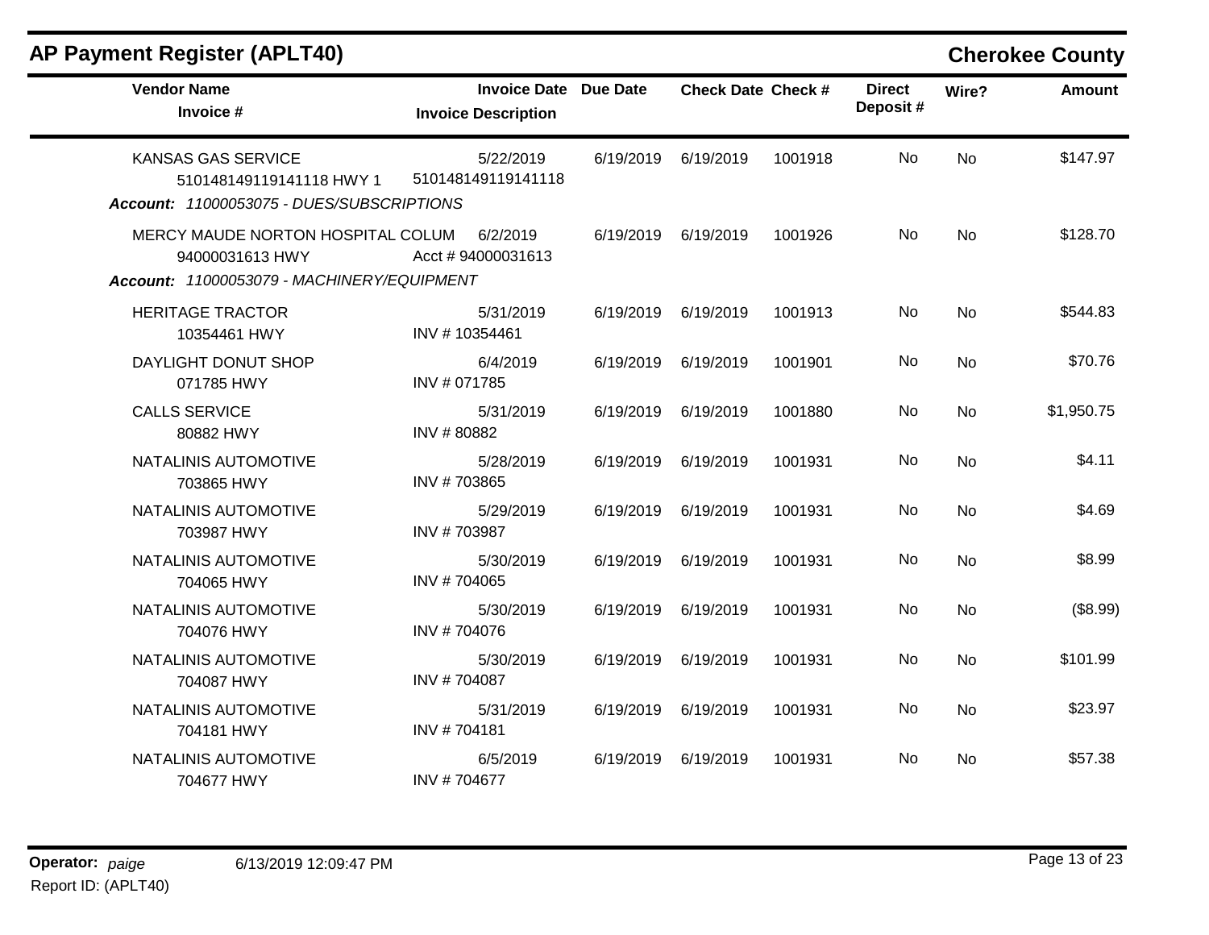## AP Payment Register (APLT40)

**Cherokee County**

| Vendor Name / Invoice # | Invoice Date / Invoice Description | Due Date | Check Date | Check # | Direct Deposit # | Wire? | Amount |
|---|---|---|---|---|---|---|---|
| KANSAS GAS SERVICE<br>510148149119141118 HWY 1 | 5/22/2019<br>510148149119141118 | 6/19/2019 | 6/19/2019 | 1001918 | No | No | $147.97 |
| ***Account: 11000053075 - DUES/SUBSCRIPTIONS*** | | | | | | | |
| MERCY MAUDE NORTON HOSPITAL COLUM<br>94000031613 HWY | 6/2/2019<br>Acct # 94000031613 | 6/19/2019 | 6/19/2019 | 1001926 | No | No | $128.70 |
| ***Account: 11000053079 - MACHINERY/EQUIPMENT*** | | | | | | | |
| HERITAGE TRACTOR<br>10354461 HWY | 5/31/2019<br>INV # 10354461 | 6/19/2019 | 6/19/2019 | 1001913 | No | No | $544.83 |
| DAYLIGHT DONUT SHOP<br>071785 HWY | 6/4/2019<br>INV # 071785 | 6/19/2019 | 6/19/2019 | 1001901 | No | No | $70.76 |
| CALLS SERVICE<br>80882 HWY | 5/31/2019<br>INV # 80882 | 6/19/2019 | 6/19/2019 | 1001880 | No | No | $1,950.75 |
| NATALINIS AUTOMOTIVE<br>703865 HWY | 5/28/2019<br>INV # 703865 | 6/19/2019 | 6/19/2019 | 1001931 | No | No | $4.11 |
| NATALINIS AUTOMOTIVE<br>703987 HWY | 5/29/2019<br>INV # 703987 | 6/19/2019 | 6/19/2019 | 1001931 | No | No | $4.69 |
| NATALINIS AUTOMOTIVE<br>704065 HWY | 5/30/2019<br>INV # 704065 | 6/19/2019 | 6/19/2019 | 1001931 | No | No | $8.99 |
| NATALINIS AUTOMOTIVE<br>704076 HWY | 5/30/2019<br>INV # 704076 | 6/19/2019 | 6/19/2019 | 1001931 | No | No | ($8.99) |
| NATALINIS AUTOMOTIVE<br>704087 HWY | 5/30/2019<br>INV # 704087 | 6/19/2019 | 6/19/2019 | 1001931 | No | No | $101.99 |
| NATALINIS AUTOMOTIVE<br>704181 HWY | 5/31/2019<br>INV # 704181 | 6/19/2019 | 6/19/2019 | 1001931 | No | No | $23.97 |
| NATALINIS AUTOMOTIVE<br>704677 HWY | 6/5/2019<br>INV # 704677 | 6/19/2019 | 6/19/2019 | 1001931 | No | No | $57.38 |

**Operator:** *paige* 6/13/2019 12:09:47 PM
Report ID: (APLT40)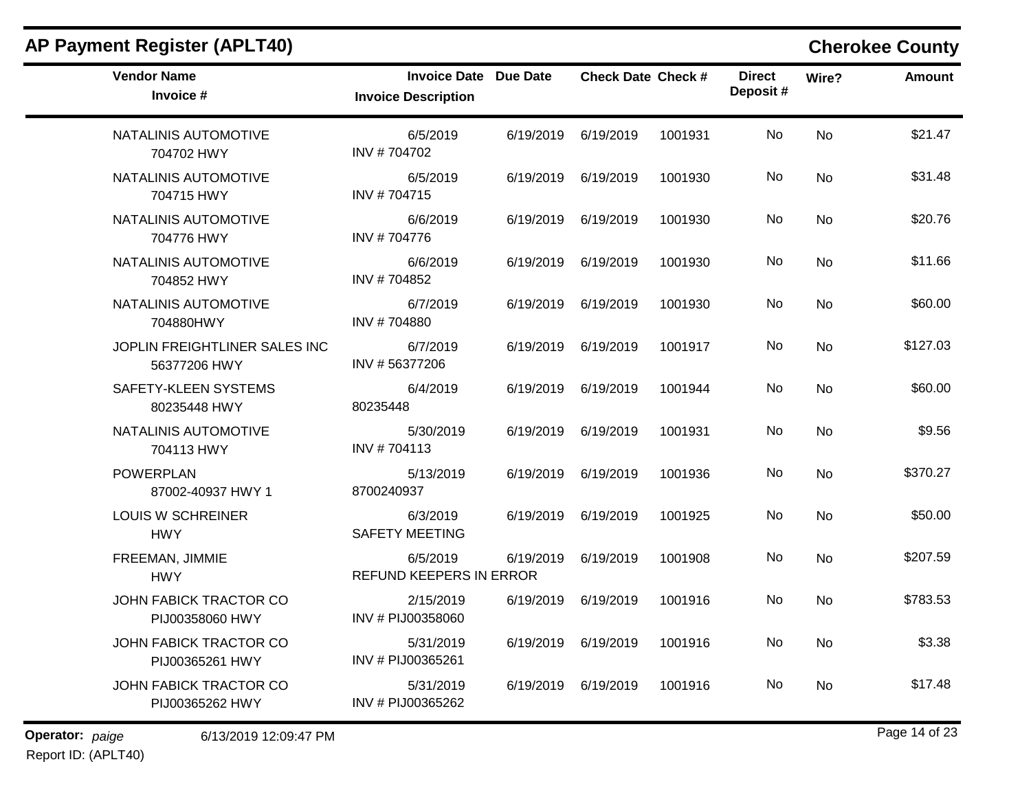## AP Payment Register (APLT40)

**Cherokee County**

| Vendor Name<br>Invoice # | Invoice Date<br>Invoice Description | Due Date | Check Date | Check # | Direct Deposit # | Wire? | Amount |
|---|---|---|---|---|---|---|---|
| NATALINIS AUTOMOTIVE<br>704702 HWY | 6/5/2019<br>INV # 704702 | 6/19/2019 | 6/19/2019 | 1001931 | No | No | $21.47 |
| NATALINIS AUTOMOTIVE<br>704715 HWY | 6/5/2019<br>INV # 704715 | 6/19/2019 | 6/19/2019 | 1001930 | No | No | $31.48 |
| NATALINIS AUTOMOTIVE<br>704776 HWY | 6/6/2019<br>INV # 704776 | 6/19/2019 | 6/19/2019 | 1001930 | No | No | $20.76 |
| NATALINIS AUTOMOTIVE<br>704852 HWY | 6/6/2019<br>INV # 704852 | 6/19/2019 | 6/19/2019 | 1001930 | No | No | $11.66 |
| NATALINIS AUTOMOTIVE<br>704880HWY | 6/7/2019<br>INV # 704880 | 6/19/2019 | 6/19/2019 | 1001930 | No | No | $60.00 |
| JOPLIN FREIGHTLINER SALES INC<br>56377206 HWY | 6/7/2019<br>INV # 56377206 | 6/19/2019 | 6/19/2019 | 1001917 | No | No | $127.03 |
| SAFETY-KLEEN SYSTEMS<br>80235448 HWY | 6/4/2019<br>80235448 | 6/19/2019 | 6/19/2019 | 1001944 | No | No | $60.00 |
| NATALINIS AUTOMOTIVE<br>704113 HWY | 5/30/2019<br>INV # 704113 | 6/19/2019 | 6/19/2019 | 1001931 | No | No | $9.56 |
| POWERPLAN<br>87002-40937 HWY 1 | 5/13/2019<br>8700240937 | 6/19/2019 | 6/19/2019 | 1001936 | No | No | $370.27 |
| LOUIS W SCHREINER<br>HWY | 6/3/2019<br>SAFETY MEETING | 6/19/2019 | 6/19/2019 | 1001925 | No | No | $50.00 |
| FREEMAN, JIMMIE<br>HWY | 6/5/2019<br>REFUND KEEPERS IN ERROR | 6/19/2019 | 6/19/2019 | 1001908 | No | No | $207.59 |
| JOHN FABICK TRACTOR CO<br>PIJ00358060 HWY | 2/15/2019<br>INV # PIJ00358060 | 6/19/2019 | 6/19/2019 | 1001916 | No | No | $783.53 |
| JOHN FABICK TRACTOR CO<br>PIJ00365261 HWY | 5/31/2019<br>INV # PIJ00365261 | 6/19/2019 | 6/19/2019 | 1001916 | No | No | $3.38 |
| JOHN FABICK TRACTOR CO<br>PIJ00365262 HWY | 5/31/2019<br>INV # PIJ00365262 | 6/19/2019 | 6/19/2019 | 1001916 | No | No | $17.48 |

**Operator:** *paige* 6/13/2019 12:09:47 PM

Report ID: (APLT40)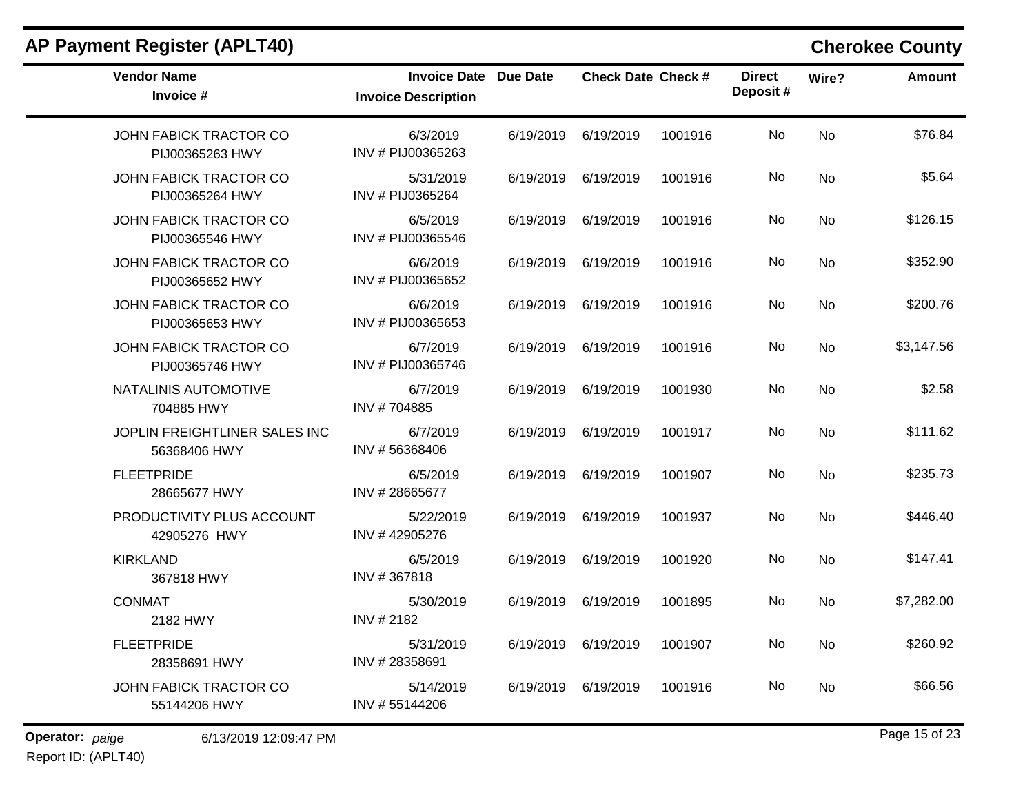## AP Payment Register (APLT40)

**Cherokee County**

| Vendor Name / Invoice # | Invoice Date / Invoice Description | Due Date | Check Date | Check # | Direct Deposit # | Wire? | Amount |
|---|---|---|---|---|---|---|---|
| JOHN FABICK TRACTOR CO<br>PIJ00365263 HWY | 6/3/2019<br>INV # PIJ00365263 | 6/19/2019 | 6/19/2019 | 1001916 | No | No | $76.84 |
| JOHN FABICK TRACTOR CO<br>PIJ00365264 HWY | 5/31/2019<br>INV # PIJ0365264 | 6/19/2019 | 6/19/2019 | 1001916 | No | No | $5.64 |
| JOHN FABICK TRACTOR CO<br>PIJ00365546 HWY | 6/5/2019<br>INV # PIJ00365546 | 6/19/2019 | 6/19/2019 | 1001916 | No | No | $126.15 |
| JOHN FABICK TRACTOR CO<br>PIJ00365652 HWY | 6/6/2019<br>INV # PIJ00365652 | 6/19/2019 | 6/19/2019 | 1001916 | No | No | $352.90 |
| JOHN FABICK TRACTOR CO<br>PIJ00365653 HWY | 6/6/2019<br>INV # PIJ00365653 | 6/19/2019 | 6/19/2019 | 1001916 | No | No | $200.76 |
| JOHN FABICK TRACTOR CO<br>PIJ00365746 HWY | 6/7/2019<br>INV # PIJ00365746 | 6/19/2019 | 6/19/2019 | 1001916 | No | No | $3,147.56 |
| NATALINIS AUTOMOTIVE<br>704885 HWY | 6/7/2019<br>INV # 704885 | 6/19/2019 | 6/19/2019 | 1001930 | No | No | $2.58 |
| JOPLIN FREIGHTLINER SALES INC<br>56368406 HWY | 6/7/2019<br>INV # 56368406 | 6/19/2019 | 6/19/2019 | 1001917 | No | No | $111.62 |
| FLEETPRIDE<br>28665677 HWY | 6/5/2019<br>INV # 28665677 | 6/19/2019 | 6/19/2019 | 1001907 | No | No | $235.73 |
| PRODUCTIVITY PLUS ACCOUNT<br>42905276 HWY | 5/22/2019<br>INV # 42905276 | 6/19/2019 | 6/19/2019 | 1001937 | No | No | $446.40 |
| KIRKLAND<br>367818 HWY | 6/5/2019<br>INV # 367818 | 6/19/2019 | 6/19/2019 | 1001920 | No | No | $147.41 |
| CONMAT<br>2182 HWY | 5/30/2019<br>INV # 2182 | 6/19/2019 | 6/19/2019 | 1001895 | No | No | $7,282.00 |
| FLEETPRIDE<br>28358691 HWY | 5/31/2019<br>INV # 28358691 | 6/19/2019 | 6/19/2019 | 1001907 | No | No | $260.92 |
| JOHN FABICK TRACTOR CO<br>55144206 HWY | 5/14/2019<br>INV # 55144206 | 6/19/2019 | 6/19/2019 | 1001916 | No | No | $66.56 |

**Operator:** *paige* 6/13/2019 12:09:47 PM

Report ID: (APLT40)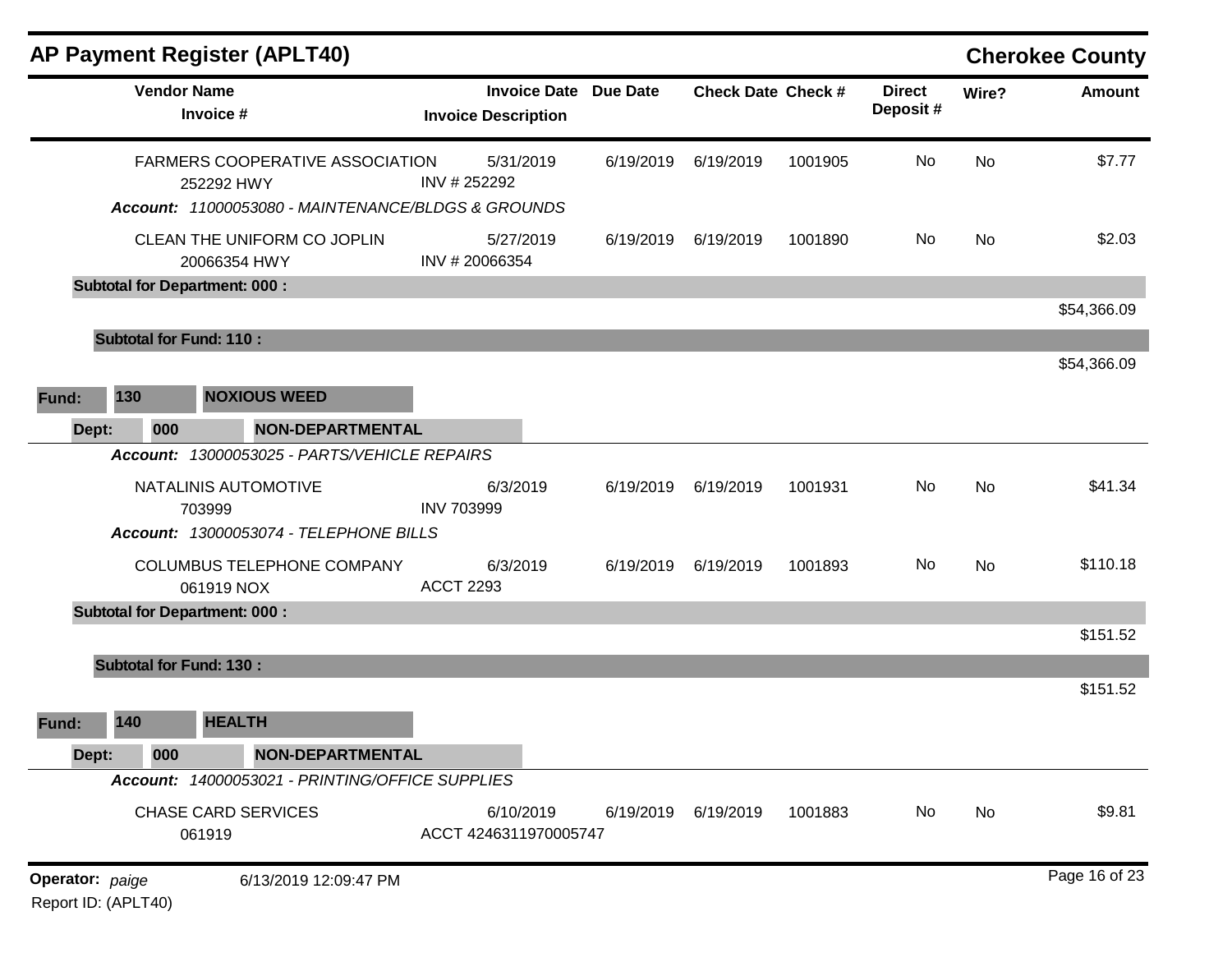## AP Payment Register (APLT40)

**Cherokee County**

| Vendor Name / Invoice # | Invoice Date / Invoice Description | Due Date | Check Date | Check # | Direct Deposit # | Wire? | Amount |
|---|---|---|---|---|---|---|---|
| FARMERS COOPERATIVE ASSOCIATION<br>252292 HWY | 5/31/2019<br>INV # 252292 | 6/19/2019 | 6/19/2019 | 1001905 | No | No | $7.77 |
| ***Account:** 11000053080 - MAINTENANCE/BLDGS & GROUNDS* | | | | | | | |
| CLEAN THE UNIFORM CO JOPLIN<br>20066354 HWY | 5/27/2019<br>INV # 20066354 | 6/19/2019 | 6/19/2019 | 1001890 | No | No | $2.03 |
| **Subtotal for Department: 000 :** | | | | | | | $54,366.09 |
| **Subtotal for Fund: 110 :** | | | | | | | $54,366.09 |

**Fund: 130 NOXIOUS WEED**

**Dept: 000 NON-DEPARTMENTAL**

| Vendor Name / Invoice # | Invoice Date / Invoice Description | Due Date | Check Date | Check # | Direct Deposit # | Wire? | Amount |
|---|---|---|---|---|---|---|---|
| ***Account:** 13000053025 - PARTS/VEHICLE REPAIRS* | | | | | | | |
| NATALINIS AUTOMOTIVE<br>703999 | 6/3/2019<br>INV 703999 | 6/19/2019 | 6/19/2019 | 1001931 | No | No | $41.34 |
| ***Account:** 13000053074 - TELEPHONE BILLS* | | | | | | | |
| COLUMBUS TELEPHONE COMPANY<br>061919 NOX | 6/3/2019<br>ACCT 2293 | 6/19/2019 | 6/19/2019 | 1001893 | No | No | $110.18 |
| **Subtotal for Department: 000 :** | | | | | | | $151.52 |
| **Subtotal for Fund: 130 :** | | | | | | | $151.52 |

**Fund: 140 HEALTH**

**Dept: 000 NON-DEPARTMENTAL**

| Vendor Name / Invoice # | Invoice Date / Invoice Description | Due Date | Check Date | Check # | Direct Deposit # | Wire? | Amount |
|---|---|---|---|---|---|---|---|
| ***Account:** 14000053021 - PRINTING/OFFICE SUPPLIES* | | | | | | | |
| CHASE CARD SERVICES<br>061919 | 6/10/2019<br>ACCT 4246311970005747 | 6/19/2019 | 6/19/2019 | 1001883 | No | No | $9.81 |

**Operator:** *paige* 6/13/2019 12:09:47 PM

Report ID: (APLT40)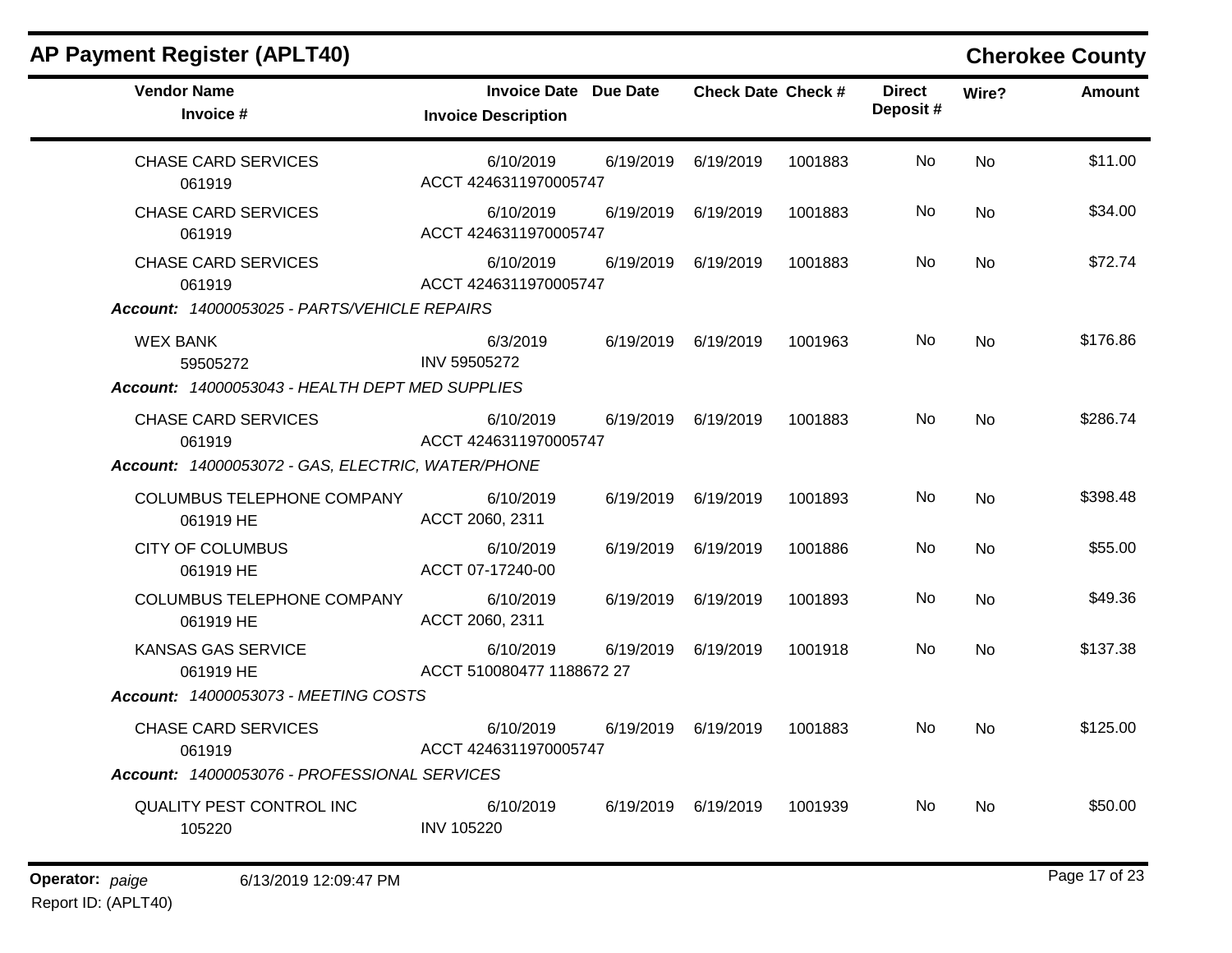## AP Payment Register (APLT40)

**Cherokee County**

| Vendor Name / Invoice # | Invoice Date / Invoice Description | Due Date | Check Date | Check # | Direct Deposit # | Wire? | Amount |
|---|---|---|---|---|---|---|---|
| CHASE CARD SERVICES<br>061919 | 6/10/2019<br>ACCT 4246311970005747 | 6/19/2019 | 6/19/2019 | 1001883 | No | No | $11.00 |
| CHASE CARD SERVICES<br>061919 | 6/10/2019<br>ACCT 4246311970005747 | 6/19/2019 | 6/19/2019 | 1001883 | No | No | $34.00 |
| CHASE CARD SERVICES<br>061919 | 6/10/2019<br>ACCT 4246311970005747 | 6/19/2019 | 6/19/2019 | 1001883 | No | No | $72.74 |
| ***Account:*** *14000053025 - PARTS/VEHICLE REPAIRS* | | | | | | | |
| WEX BANK<br>59505272 | 6/3/2019<br>INV 59505272 | 6/19/2019 | 6/19/2019 | 1001963 | No | No | $176.86 |
| ***Account:*** *14000053043 - HEALTH DEPT MED SUPPLIES* | | | | | | | |
| CHASE CARD SERVICES<br>061919 | 6/10/2019<br>ACCT 4246311970005747 | 6/19/2019 | 6/19/2019 | 1001883 | No | No | $286.74 |
| ***Account:*** *14000053072 - GAS, ELECTRIC, WATER/PHONE* | | | | | | | |
| COLUMBUS TELEPHONE COMPANY<br>061919 HE | 6/10/2019<br>ACCT 2060, 2311 | 6/19/2019 | 6/19/2019 | 1001893 | No | No | $398.48 |
| CITY OF COLUMBUS<br>061919 HE | 6/10/2019<br>ACCT 07-17240-00 | 6/19/2019 | 6/19/2019 | 1001886 | No | No | $55.00 |
| COLUMBUS TELEPHONE COMPANY<br>061919 HE | 6/10/2019<br>ACCT 2060, 2311 | 6/19/2019 | 6/19/2019 | 1001893 | No | No | $49.36 |
| KANSAS GAS SERVICE<br>061919 HE | 6/10/2019<br>ACCT 510080477 1188672 27 | 6/19/2019 | 6/19/2019 | 1001918 | No | No | $137.38 |
| ***Account:*** *14000053073 - MEETING COSTS* | | | | | | | |
| CHASE CARD SERVICES<br>061919 | 6/10/2019<br>ACCT 4246311970005747 | 6/19/2019 | 6/19/2019 | 1001883 | No | No | $125.00 |
| ***Account:*** *14000053076 - PROFESSIONAL SERVICES* | | | | | | | |
| QUALITY PEST CONTROL INC<br>105220 | 6/10/2019<br>INV 105220 | 6/19/2019 | 6/19/2019 | 1001939 | No | No | $50.00 |

**Operator:** *paige* 6/13/2019 12:09:47 PM

Report ID: (APLT40)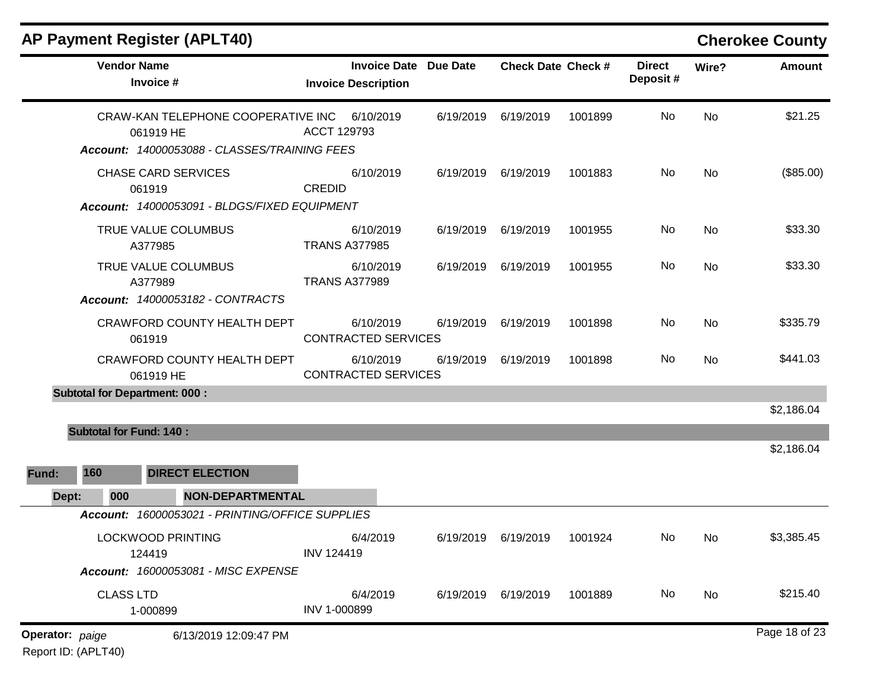## AP Payment Register (APLT40)

**Cherokee County**

| Vendor Name / Invoice # | Invoice Date / Invoice Description | Due Date | Check Date | Check # | Direct Deposit # | Wire? | Amount |
|---|---|---|---|---|---|---|---|
| CRAW-KAN TELEPHONE COOPERATIVE INC<br>061919 HE | 6/10/2019<br>ACCT 129793 | 6/19/2019 | 6/19/2019 | 1001899 | No | No | $21.25 |
| ***Account: 14000053088 - CLASSES/TRAINING FEES*** | | | | | | | |
| CHASE CARD SERVICES<br>061919 | 6/10/2019<br>CREDID | 6/19/2019 | 6/19/2019 | 1001883 | No | No | ($85.00) |
| ***Account: 14000053091 - BLDGS/FIXED EQUIPMENT*** | | | | | | | |
| TRUE VALUE COLUMBUS<br>A377985 | 6/10/2019<br>TRANS A377985 | 6/19/2019 | 6/19/2019 | 1001955 | No | No | $33.30 |
| TRUE VALUE COLUMBUS<br>A377989 | 6/10/2019<br>TRANS A377989 | 6/19/2019 | 6/19/2019 | 1001955 | No | No | $33.30 |
| ***Account: 14000053182 - CONTRACTS*** | | | | | | | |
| CRAWFORD COUNTY HEALTH DEPT<br>061919 | 6/10/2019<br>CONTRACTED SERVICES | 6/19/2019 | 6/19/2019 | 1001898 | No | No | $335.79 |
| CRAWFORD COUNTY HEALTH DEPT<br>061919 HE | 6/10/2019<br>CONTRACTED SERVICES | 6/19/2019 | 6/19/2019 | 1001898 | No | No | $441.03 |
| **Subtotal for Department: 000 :** | | | | | | | $2,186.04 |
| **Subtotal for Fund: 140 :** | | | | | | | $2,186.04 |

**Fund: 160 DIRECT ELECTION**

**Dept: 000 NON-DEPARTMENTAL**

| Vendor Name / Invoice # | Invoice Date / Invoice Description | Due Date | Check Date | Check # | Direct Deposit # | Wire? | Amount |
|---|---|---|---|---|---|---|---|
| ***Account: 16000053021 - PRINTING/OFFICE SUPPLIES*** | | | | | | | |
| LOCKWOOD PRINTING<br>124419 | 6/4/2019<br>INV 124419 | 6/19/2019 | 6/19/2019 | 1001924 | No | No | $3,385.45 |
| ***Account: 16000053081 - MISC EXPENSE*** | | | | | | | |
| CLASS LTD<br>1-000899 | 6/4/2019<br>INV 1-000899 | 6/19/2019 | 6/19/2019 | 1001889 | No | No | $215.40 |

**Operator:** *paige* 6/13/2019 12:09:47 PM

Report ID: (APLT40)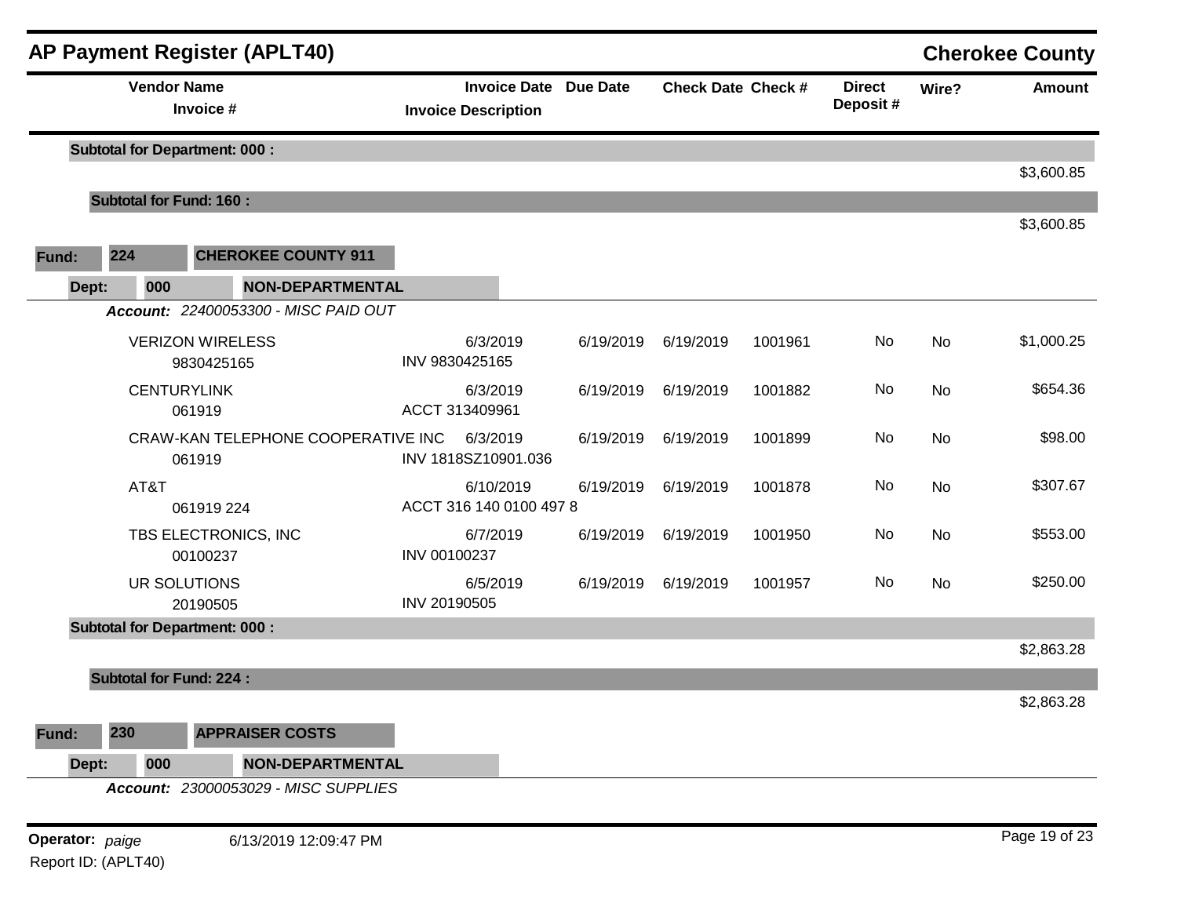# AP Payment Register (APLT40)

**Cherokee County**

| Vendor Name / Invoice # | Invoice Date / Invoice Description | Due Date | Check Date | Check # | Direct Deposit # | Wire? | Amount |
|---|---|---|---|---|---|---|---|
| **Subtotal for Department: 000 :** | | | | | | | $3,600.85 |
| **Subtotal for Fund: 160 :** | | | | | | | $3,600.85 |

**Fund:** 224 **CHEROKEE COUNTY 911**

**Dept:** 000 **NON-DEPARTMENTAL**

***Account:*** *22400053300 - MISC PAID OUT*

| Vendor Name / Invoice # | Invoice Date / Invoice Description | Due Date | Check Date | Check # | Direct Deposit # | Wire? | Amount |
|---|---|---|---|---|---|---|---|
| VERIZON WIRELESS<br>9830425165 | 6/3/2019<br>INV 9830425165 | 6/19/2019 | 6/19/2019 | 1001961 | No | No | $1,000.25 |
| CENTURYLINK<br>061919 | 6/3/2019<br>ACCT 313409961 | 6/19/2019 | 6/19/2019 | 1001882 | No | No | $654.36 |
| CRAW-KAN TELEPHONE COOPERATIVE INC<br>061919 | 6/3/2019<br>INV 1818SZ10901.036 | 6/19/2019 | 6/19/2019 | 1001899 | No | No | $98.00 |
| AT&T<br>061919 224 | 6/10/2019<br>ACCT 316 140 0100 497 8 | 6/19/2019 | 6/19/2019 | 1001878 | No | No | $307.67 |
| TBS ELECTRONICS, INC<br>00100237 | 6/7/2019<br>INV 00100237 | 6/19/2019 | 6/19/2019 | 1001950 | No | No | $553.00 |
| UR SOLUTIONS<br>20190505 | 6/5/2019<br>INV 20190505 | 6/19/2019 | 6/19/2019 | 1001957 | No | No | $250.00 |
| **Subtotal for Department: 000 :** | | | | | | | $2,863.28 |
| **Subtotal for Fund: 224 :** | | | | | | | $2,863.28 |

**Fund:** 230 **APPRAISER COSTS**

**Dept:** 000 **NON-DEPARTMENTAL**

***Account:*** *23000053029 - MISC SUPPLIES*

**Operator:** *paige* 6/13/2019 12:09:47 PM

Report ID: (APLT40)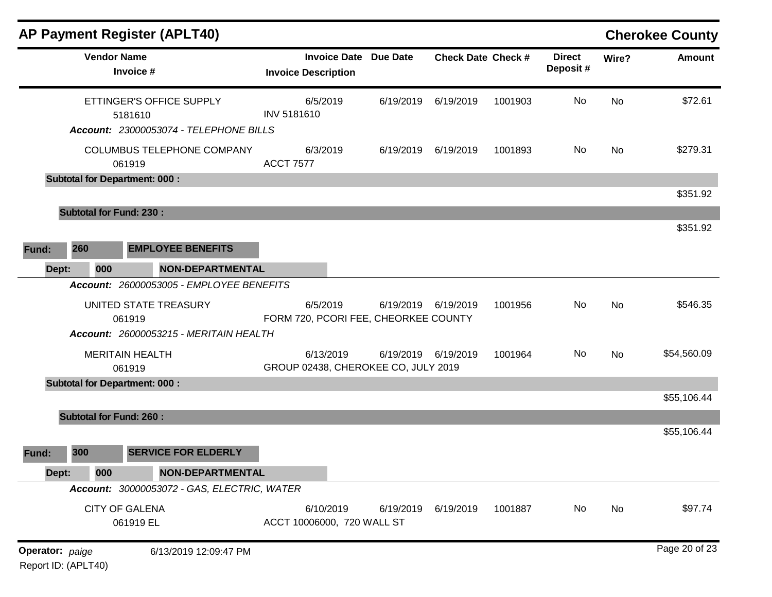## AP Payment Register (APLT40) — Cherokee County

| Vendor Name / Invoice # | Invoice Date / Invoice Description | Due Date | Check Date | Check # | Direct Deposit # | Wire? | Amount |
|---|---|---|---|---|---|---|---|
| ETTINGER'S OFFICE SUPPLY<br>5181610 | 6/5/2019<br>INV 5181610 | 6/19/2019 | 6/19/2019 | 1001903 | No | No | $72.61 |
| ***Account:*** *23000053074 - TELEPHONE BILLS* | | | | | | | |
| COLUMBUS TELEPHONE COMPANY<br>061919 | 6/3/2019<br>ACCT 7577 | 6/19/2019 | 6/19/2019 | 1001893 | No | No | $279.31 |
| **Subtotal for Department: 000 :** | | | | | | | $351.92 |
| **Subtotal for Fund: 230 :** | | | | | | | $351.92 |

**Fund: 260 EMPLOYEE BENEFITS**

**Dept: 000 NON-DEPARTMENTAL**

| Vendor Name / Invoice # | Invoice Date / Invoice Description | Due Date | Check Date | Check # | Direct Deposit # | Wire? | Amount |
|---|---|---|---|---|---|---|---|
| ***Account:*** *26000053005 - EMPLOYEE BENEFITS* | | | | | | | |
| UNITED STATE TREASURY<br>061919 | 6/5/2019<br>FORM 720, PCORI FEE, CHEORKEE COUNTY | 6/19/2019 | 6/19/2019 | 1001956 | No | No | $546.35 |
| ***Account:*** *26000053215 - MERITAIN HEALTH* | | | | | | | |
| MERITAIN HEALTH<br>061919 | 6/13/2019<br>GROUP 02438, CHEROKEE CO, JULY 2019 | 6/19/2019 | 6/19/2019 | 1001964 | No | No | $54,560.09 |
| **Subtotal for Department: 000 :** | | | | | | | $55,106.44 |
| **Subtotal for Fund: 260 :** | | | | | | | $55,106.44 |

**Fund: 300 SERVICE FOR ELDERLY**

**Dept: 000 NON-DEPARTMENTAL**

| Vendor Name / Invoice # | Invoice Date / Invoice Description | Due Date | Check Date | Check # | Direct Deposit # | Wire? | Amount |
|---|---|---|---|---|---|---|---|
| ***Account:*** *30000053072 - GAS, ELECTRIC, WATER* | | | | | | | |
| CITY OF GALENA<br>061919 EL | 6/10/2019<br>ACCT 10006000, 720 WALL ST | 6/19/2019 | 6/19/2019 | 1001887 | No | No | $97.74 |

**Operator:** *paige* 6/13/2019 12:09:47 PM

Report ID: (APLT40)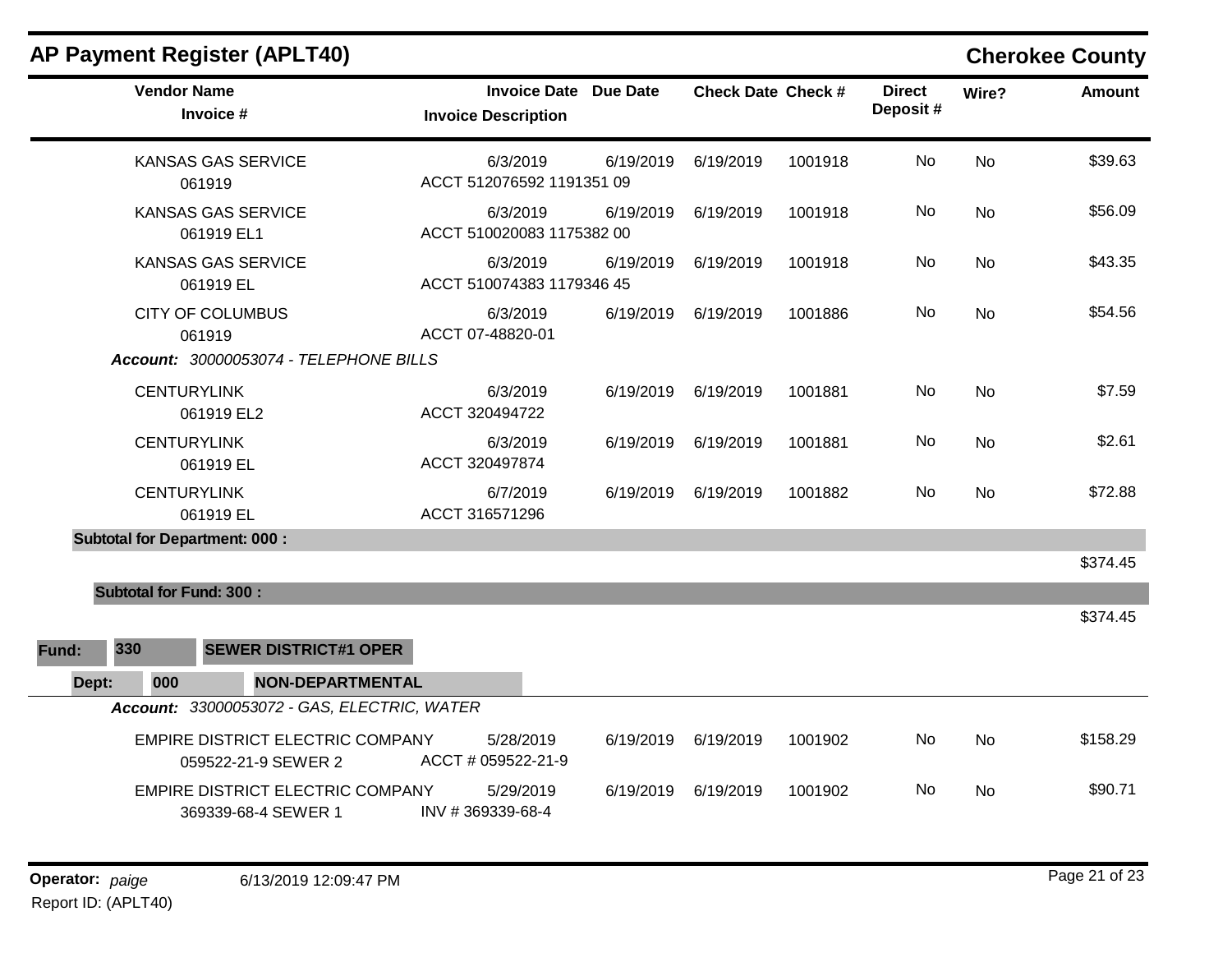## AP Payment Register (APLT40)

**Cherokee County**

| Vendor Name / Invoice # | Invoice Date / Invoice Description | Due Date | Check Date | Check # | Direct Deposit # | Wire? | Amount |
|---|---|---|---|---|---|---|---|
| KANSAS GAS SERVICE<br>061919 | 6/3/2019<br>ACCT 512076592 1191351 09 | 6/19/2019 | 6/19/2019 | 1001918 | No | No | $39.63 |
| KANSAS GAS SERVICE<br>061919 EL1 | 6/3/2019<br>ACCT 510020083 1175382 00 | 6/19/2019 | 6/19/2019 | 1001918 | No | No | $56.09 |
| KANSAS GAS SERVICE<br>061919 EL | 6/3/2019<br>ACCT 510074383 1179346 45 | 6/19/2019 | 6/19/2019 | 1001918 | No | No | $43.35 |
| CITY OF COLUMBUS<br>061919 | 6/3/2019<br>ACCT 07-48820-01 | 6/19/2019 | 6/19/2019 | 1001886 | No | No | $54.56 |

***Account:*** *30000053074 - TELEPHONE BILLS*

| Vendor Name / Invoice # | Invoice Date / Invoice Description | Due Date | Check Date | Check # | Direct Deposit # | Wire? | Amount |
|---|---|---|---|---|---|---|---|
| CENTURYLINK<br>061919 EL2 | 6/3/2019<br>ACCT 320494722 | 6/19/2019 | 6/19/2019 | 1001881 | No | No | $7.59 |
| CENTURYLINK<br>061919 EL | 6/3/2019<br>ACCT 320497874 | 6/19/2019 | 6/19/2019 | 1001881 | No | No | $2.61 |
| CENTURYLINK<br>061919 EL | 6/7/2019<br>ACCT 316571296 | 6/19/2019 | 6/19/2019 | 1001882 | No | No | $72.88 |

**Subtotal for Department: 000 :** $374.45

**Subtotal for Fund: 300 :** $374.45

**Fund:** **330** **SEWER DISTRICT#1 OPER**

**Dept:** **000** **NON-DEPARTMENTAL**

***Account:*** *33000053072 - GAS, ELECTRIC, WATER*

| Vendor Name / Invoice # | Invoice Date / Invoice Description | Due Date | Check Date | Check # | Direct Deposit # | Wire? | Amount |
|---|---|---|---|---|---|---|---|
| EMPIRE DISTRICT ELECTRIC COMPANY<br>059522-21-9 SEWER 2 | 5/28/2019<br>ACCT # 059522-21-9 | 6/19/2019 | 6/19/2019 | 1001902 | No | No | $158.29 |
| EMPIRE DISTRICT ELECTRIC COMPANY<br>369339-68-4 SEWER 1 | 5/29/2019<br>INV # 369339-68-4 | 6/19/2019 | 6/19/2019 | 1001902 | No | No | $90.71 |

**Operator:** *paige* 6/13/2019 12:09:47 PM

Report ID: (APLT40)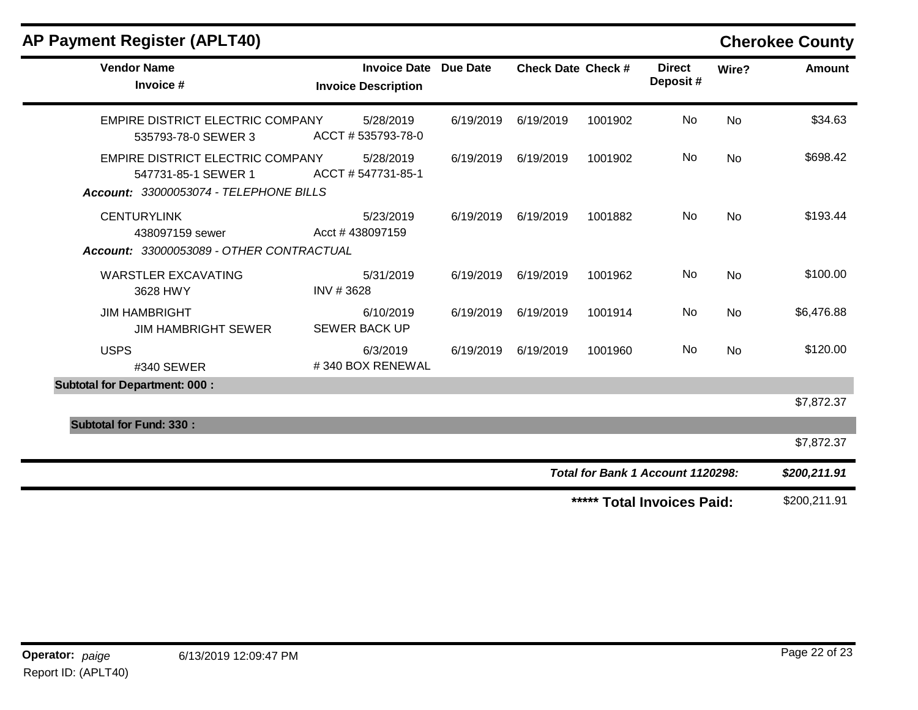## AP Payment Register (APLT40)

**Cherokee County**

| Vendor Name / Invoice # | Invoice Date / Invoice Description | Due Date | Check Date | Check # | Direct Deposit # | Wire? | Amount |
|---|---|---|---|---|---|---|---|
| EMPIRE DISTRICT ELECTRIC COMPANY<br>535793-78-0 SEWER 3 | 5/28/2019<br>ACCT # 535793-78-0 | 6/19/2019 | 6/19/2019 | 1001902 | No | No | $34.63 |
| EMPIRE DISTRICT ELECTRIC COMPANY<br>547731-85-1 SEWER 1 | 5/28/2019<br>ACCT # 547731-85-1 | 6/19/2019 | 6/19/2019 | 1001902 | No | No | $698.42 |
| ***Account:* 33000053074 - TELEPHONE BILLS** | | | | | | | |
| CENTURYLINK<br>438097159 sewer | 5/23/2019<br>Acct # 438097159 | 6/19/2019 | 6/19/2019 | 1001882 | No | No | $193.44 |
| ***Account:* 33000053089 - OTHER CONTRACTUAL** | | | | | | | |
| WARSTLER EXCAVATING<br>3628 HWY | 5/31/2019<br>INV # 3628 | 6/19/2019 | 6/19/2019 | 1001962 | No | No | $100.00 |
| JIM HAMBRIGHT<br>JIM HAMBRIGHT SEWER | 6/10/2019<br>SEWER BACK UP | 6/19/2019 | 6/19/2019 | 1001914 | No | No | $6,476.88 |
| USPS<br>#340 SEWER | 6/3/2019<br># 340 BOX RENEWAL | 6/19/2019 | 6/19/2019 | 1001960 | No | No | $120.00 |
| **Subtotal for Department: 000 :** | | | | | | | $7,872.37 |
| **Subtotal for Fund: 330 :** | | | | | | | $7,872.37 |
| | | | | | ***Total for Bank 1 Account 1120298:*** | | ***$200,211.91*** |
| | | | | | **\*\*\*\*\* Total Invoices Paid:** | | $200,211.91 |

**Operator:** *paige* 6/13/2019 12:09:47 PM

Report ID: (APLT40)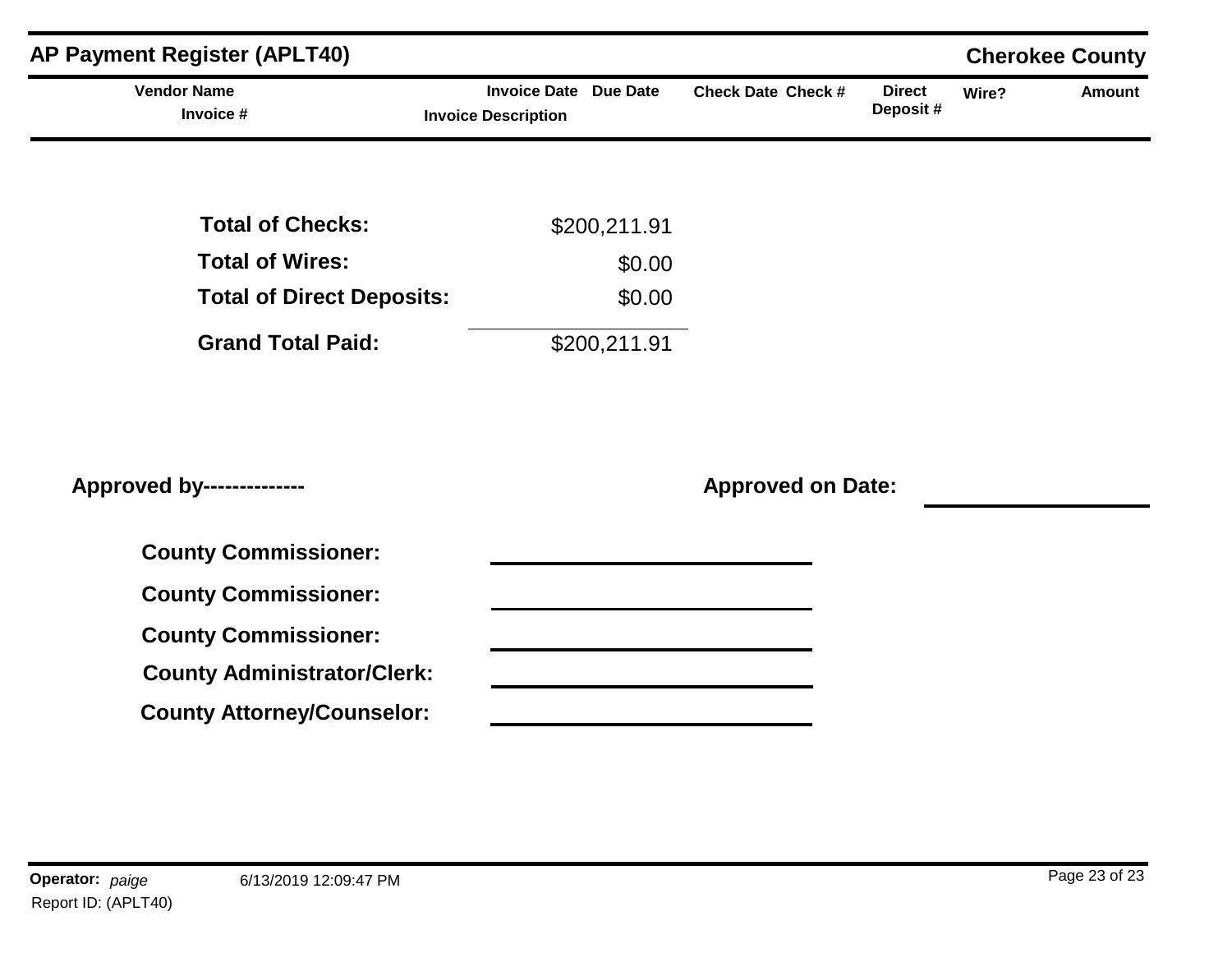## AP Payment Register (APLT40)

**Cherokee County**

| Vendor Name / Invoice # | Invoice Date / Invoice Description | Due Date | Check Date | Check # | Direct Deposit # | Wire? | Amount |
|---|---|---|---|---|---|---|---|

| | |
|---|---|
| **Total of Checks:** | $200,211.91 |
| **Total of Wires:** | $0.00 |
| **Total of Direct Deposits:** | $0.00 |
| **Grand Total Paid:** | $200,211.91 |

**Approved by--------------** **Approved on Date:** ____________________

**County Commissioner:** ____________________________

**County Commissioner:** ____________________________

**County Commissioner:** ____________________________

**County Administrator/Clerk:** ____________________________

**County Attorney/Counselor:** ____________________________

**Operator:** *paige* 6/13/2019 12:09:47 PM

Report ID: (APLT40)